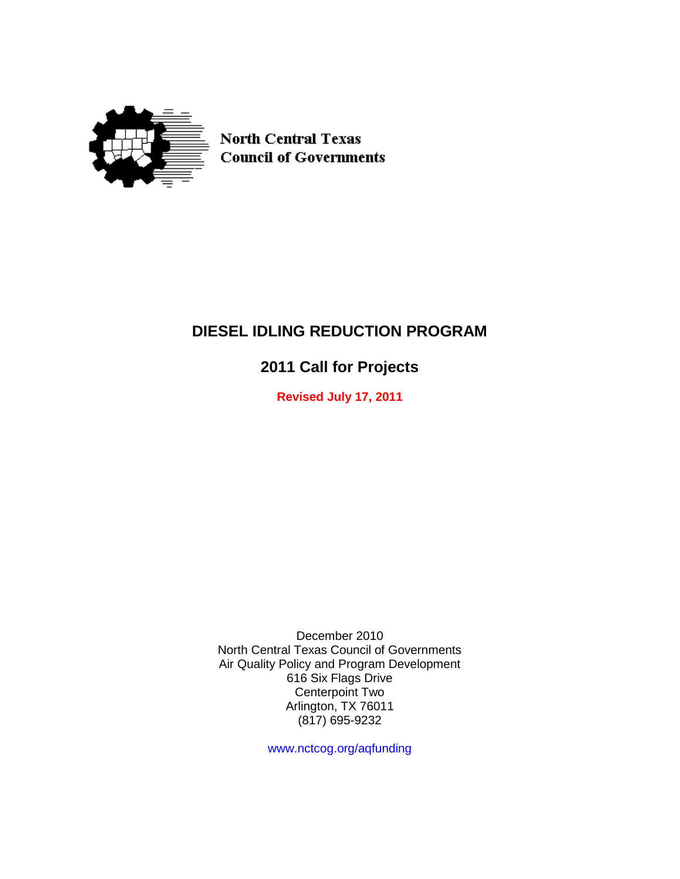North Central Texas
Council of Governments

# DIESEL IDLING REDUCTION PROGRAM

## 2011 Call for Projects

**Revised July 17, 2011**

December 2010
North Central Texas Council of Governments
Air Quality Policy and Program Development
616 Six Flags Drive
Centerpoint Two
Arlington, TX 76011
(817) 695-9232

www.nctcog.org/aqfunding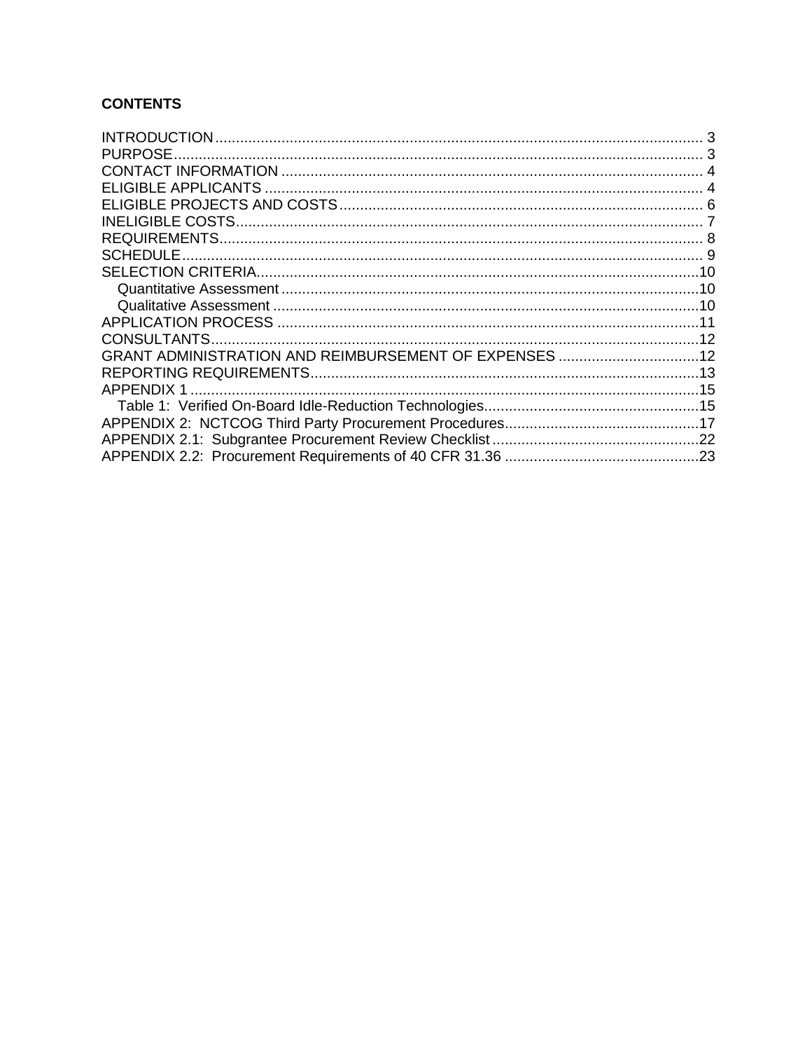**CONTENTS**

INTRODUCTION ..... 3
PURPOSE ..... 3
CONTACT INFORMATION ..... 4
ELIGIBLE APPLICANTS ..... 4
ELIGIBLE PROJECTS AND COSTS ..... 6
INELIGIBLE COSTS ..... 7
REQUIREMENTS ..... 8
SCHEDULE ..... 9
SELECTION CRITERIA ..... 10
- Quantitative Assessment ..... 10
- Qualitative Assessment ..... 10

APPLICATION PROCESS ..... 11
CONSULTANTS ..... 12
GRANT ADMINISTRATION AND REIMBURSEMENT OF EXPENSES ..... 12
REPORTING REQUIREMENTS ..... 13
APPENDIX 1 ..... 15
- Table 1: Verified On-Board Idle-Reduction Technologies ..... 15

APPENDIX 2: NCTCOG Third Party Procurement Procedures ..... 17
APPENDIX 2.1: Subgrantee Procurement Review Checklist ..... 22
APPENDIX 2.2: Procurement Requirements of 40 CFR 31.36 ..... 23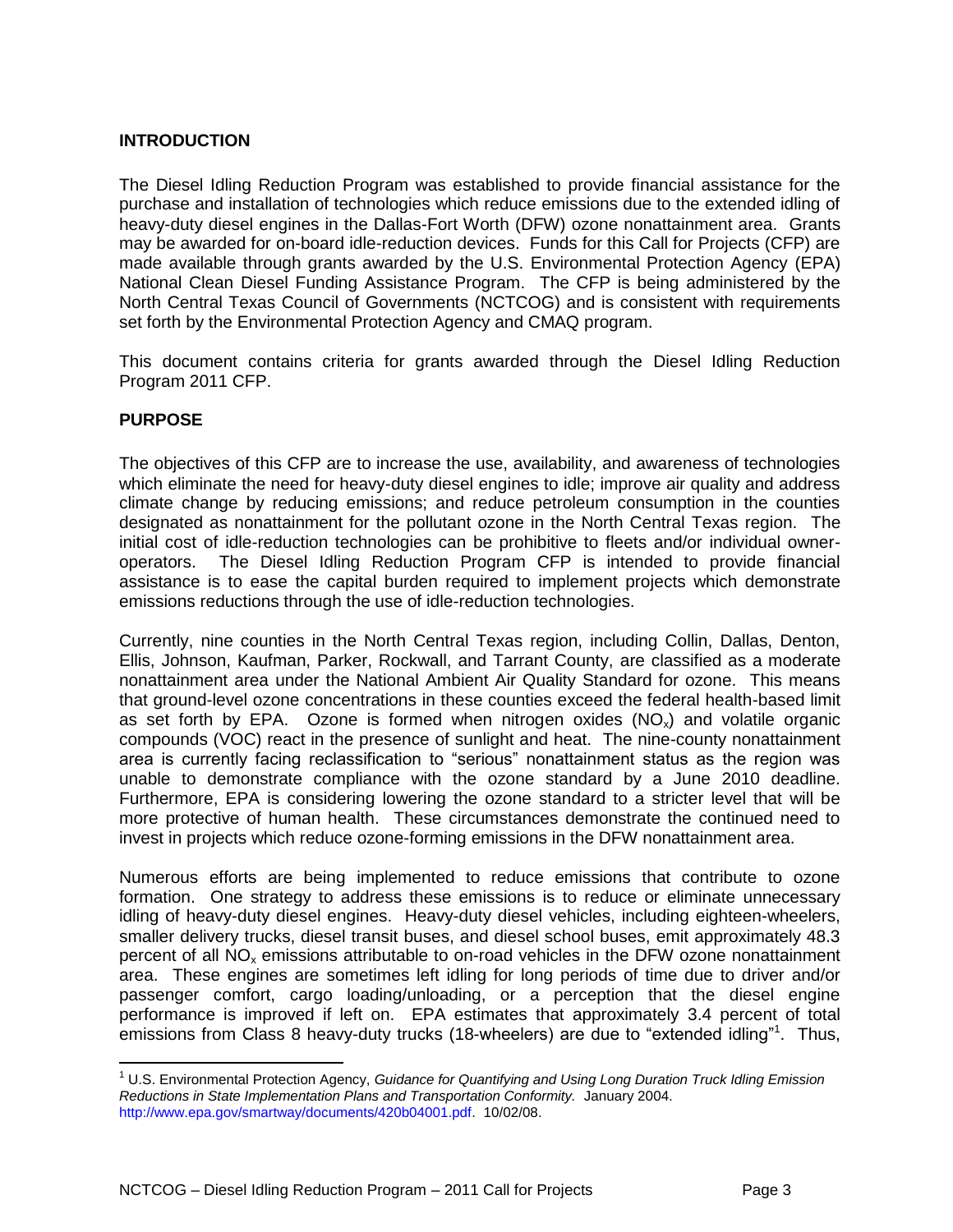## INTRODUCTION

The Diesel Idling Reduction Program was established to provide financial assistance for the purchase and installation of technologies which reduce emissions due to the extended idling of heavy-duty diesel engines in the Dallas-Fort Worth (DFW) ozone nonattainment area. Grants may be awarded for on-board idle-reduction devices. Funds for this Call for Projects (CFP) are made available through grants awarded by the U.S. Environmental Protection Agency (EPA) National Clean Diesel Funding Assistance Program. The CFP is being administered by the North Central Texas Council of Governments (NCTCOG) and is consistent with requirements set forth by the Environmental Protection Agency and CMAQ program.

This document contains criteria for grants awarded through the Diesel Idling Reduction Program 2011 CFP.

## PURPOSE

The objectives of this CFP are to increase the use, availability, and awareness of technologies which eliminate the need for heavy-duty diesel engines to idle; improve air quality and address climate change by reducing emissions; and reduce petroleum consumption in the counties designated as nonattainment for the pollutant ozone in the North Central Texas region. The initial cost of idle-reduction technologies can be prohibitive to fleets and/or individual owner-operators. The Diesel Idling Reduction Program CFP is intended to provide financial assistance is to ease the capital burden required to implement projects which demonstrate emissions reductions through the use of idle-reduction technologies.

Currently, nine counties in the North Central Texas region, including Collin, Dallas, Denton, Ellis, Johnson, Kaufman, Parker, Rockwall, and Tarrant County, are classified as a moderate nonattainment area under the National Ambient Air Quality Standard for ozone. This means that ground-level ozone concentrations in these counties exceed the federal health-based limit as set forth by EPA. Ozone is formed when nitrogen oxides ($NO_x$) and volatile organic compounds (VOC) react in the presence of sunlight and heat. The nine-county nonattainment area is currently facing reclassification to "serious" nonattainment status as the region was unable to demonstrate compliance with the ozone standard by a June 2010 deadline. Furthermore, EPA is considering lowering the ozone standard to a stricter level that will be more protective of human health. These circumstances demonstrate the continued need to invest in projects which reduce ozone-forming emissions in the DFW nonattainment area.

Numerous efforts are being implemented to reduce emissions that contribute to ozone formation. One strategy to address these emissions is to reduce or eliminate unnecessary idling of heavy-duty diesel engines. Heavy-duty diesel vehicles, including eighteen-wheelers, smaller delivery trucks, diesel transit buses, and diesel school buses, emit approximately 48.3 percent of all $NO_x$ emissions attributable to on-road vehicles in the DFW ozone nonattainment area. These engines are sometimes left idling for long periods of time due to driver and/or passenger comfort, cargo loading/unloading, or a perception that the diesel engine performance is improved if left on. EPA estimates that approximately 3.4 percent of total emissions from Class 8 heavy-duty trucks (18-wheelers) are due to "extended idling"[1]. Thus,

---

[1] U.S. Environmental Protection Agency, *Guidance for Quantifying and Using Long Duration Truck Idling Emission Reductions in State Implementation Plans and Transportation Conformity.* January 2004. http://www.epa.gov/smartway/documents/420b04001.pdf. 10/02/08.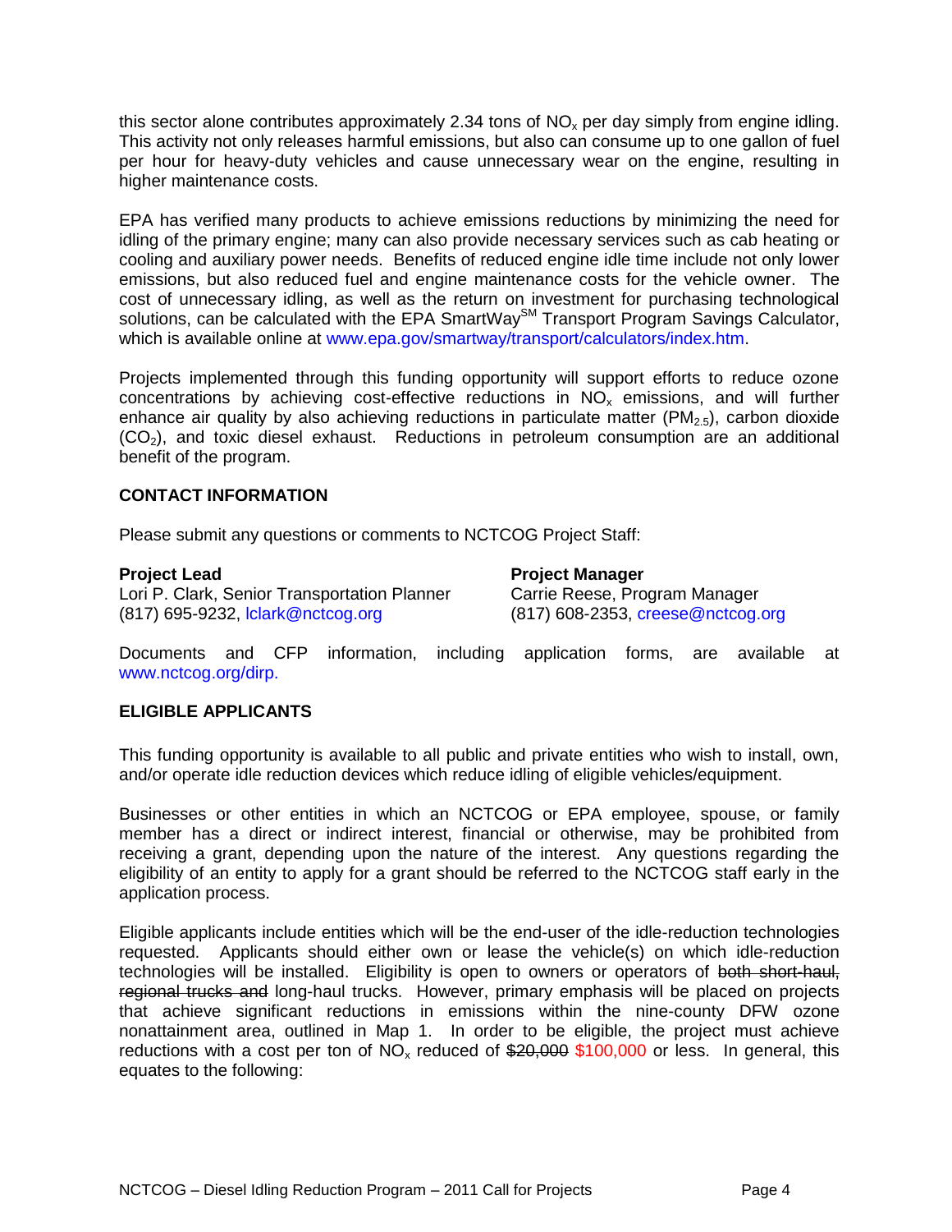this sector alone contributes approximately 2.34 tons of $NO_x$ per day simply from engine idling. This activity not only releases harmful emissions, but also can consume up to one gallon of fuel per hour for heavy-duty vehicles and cause unnecessary wear on the engine, resulting in higher maintenance costs.

EPA has verified many products to achieve emissions reductions by minimizing the need for idling of the primary engine; many can also provide necessary services such as cab heating or cooling and auxiliary power needs. Benefits of reduced engine idle time include not only lower emissions, but also reduced fuel and engine maintenance costs for the vehicle owner. The cost of unnecessary idling, as well as the return on investment for purchasing technological solutions, can be calculated with the EPA SmartWay[SM] Transport Program Savings Calculator, which is available online at www.epa.gov/smartway/transport/calculators/index.htm.

Projects implemented through this funding opportunity will support efforts to reduce ozone concentrations by achieving cost-effective reductions in $NO_x$ emissions, and will further enhance air quality by also achieving reductions in particulate matter ($PM_{2.5}$), carbon dioxide ($CO_2$), and toxic diesel exhaust. Reductions in petroleum consumption are an additional benefit of the program.

## CONTACT INFORMATION

Please submit any questions or comments to NCTCOG Project Staff:

**Project Lead**
Lori P. Clark, Senior Transportation Planner
(817) 695-9232, lclark@nctcog.org

**Project Manager**
Carrie Reese, Program Manager
(817) 608-2353, creese@nctcog.org

Documents and CFP information, including application forms, are available at www.nctcog.org/dirp.

## ELIGIBLE APPLICANTS

This funding opportunity is available to all public and private entities who wish to install, own, and/or operate idle reduction devices which reduce idling of eligible vehicles/equipment.

Businesses or other entities in which an NCTCOG or EPA employee, spouse, or family member has a direct or indirect interest, financial or otherwise, may be prohibited from receiving a grant, depending upon the nature of the interest. Any questions regarding the eligibility of an entity to apply for a grant should be referred to the NCTCOG staff early in the application process.

Eligible applicants include entities which will be the end-user of the idle-reduction technologies requested. Applicants should either own or lease the vehicle(s) on which idle-reduction technologies will be installed. Eligibility is open to owners or operators of ~~both short-haul, regional trucks and~~ long-haul trucks. However, primary emphasis will be placed on projects that achieve significant reductions in emissions within the nine-county DFW ozone nonattainment area, outlined in Map 1. In order to be eligible, the project must achieve reductions with a cost per ton of $NO_x$ reduced of ~~$20,000~~ $100,000 or less. In general, this equates to the following: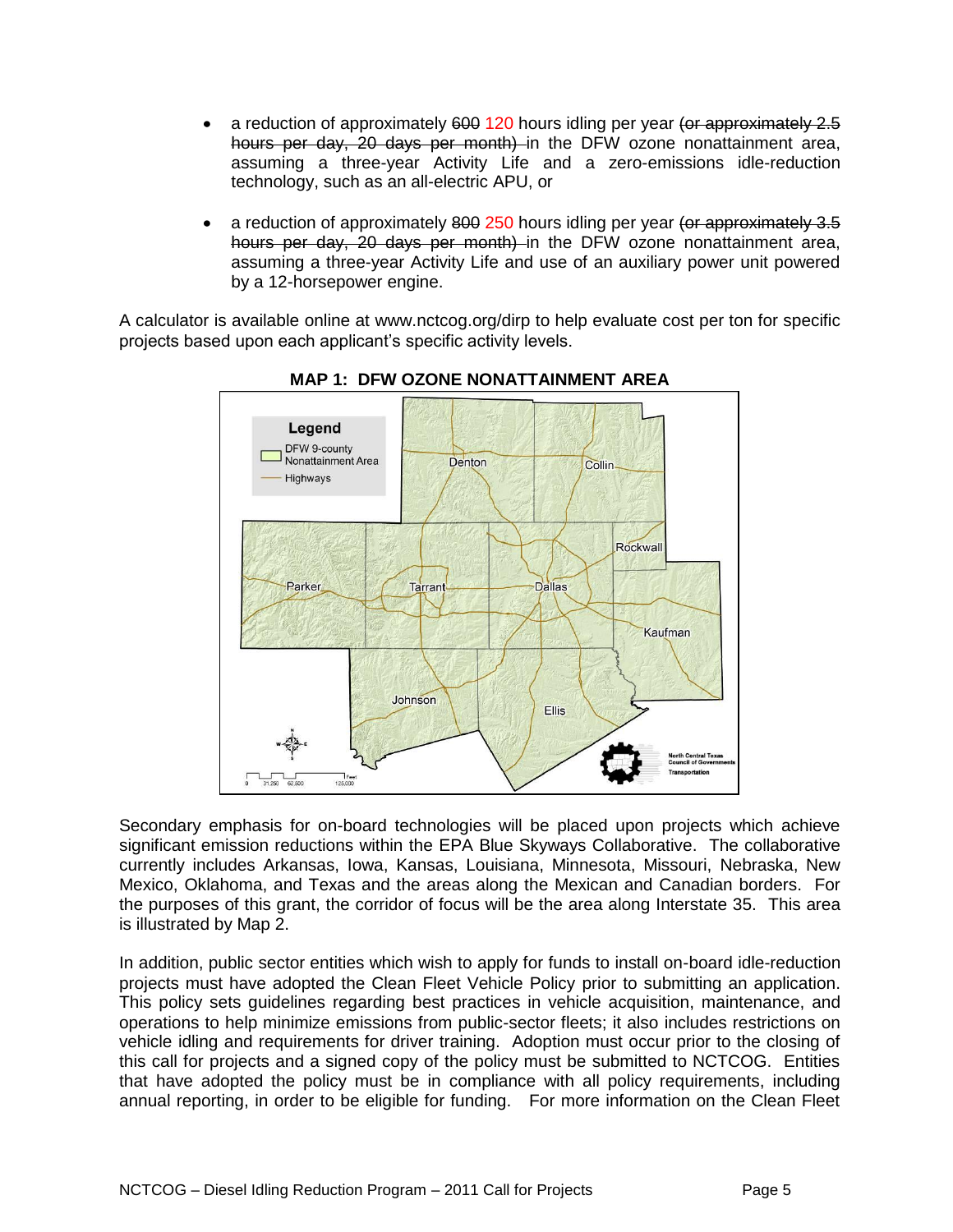- a reduction of approximately ~~600~~ 120 hours idling per year ~~(or approximately 2.5 hours per day, 20 days per month)~~ in the DFW ozone nonattainment area, assuming a three-year Activity Life and a zero-emissions idle-reduction technology, such as an all-electric APU, or

- a reduction of approximately ~~800~~ 250 hours idling per year ~~(or approximately 3.5 hours per day, 20 days per month)~~ in the DFW ozone nonattainment area, assuming a three-year Activity Life and use of an auxiliary power unit powered by a 12-horsepower engine.

A calculator is available online at www.nctcog.org/dirp to help evaluate cost per ton for specific projects based upon each applicant's specific activity levels.

**MAP 1: DFW OZONE NONATTAINMENT AREA**

Secondary emphasis for on-board technologies will be placed upon projects which achieve significant emission reductions within the EPA Blue Skyways Collaborative. The collaborative currently includes Arkansas, Iowa, Kansas, Louisiana, Minnesota, Missouri, Nebraska, New Mexico, Oklahoma, and Texas and the areas along the Mexican and Canadian borders. For the purposes of this grant, the corridor of focus will be the area along Interstate 35. This area is illustrated by Map 2.

In addition, public sector entities which wish to apply for funds to install on-board idle-reduction projects must have adopted the Clean Fleet Vehicle Policy prior to submitting an application. This policy sets guidelines regarding best practices in vehicle acquisition, maintenance, and operations to help minimize emissions from public-sector fleets; it also includes restrictions on vehicle idling and requirements for driver training. Adoption must occur prior to the closing of this call for projects and a signed copy of the policy must be submitted to NCTCOG. Entities that have adopted the policy must be in compliance with all policy requirements, including annual reporting, in order to be eligible for funding. For more information on the Clean Fleet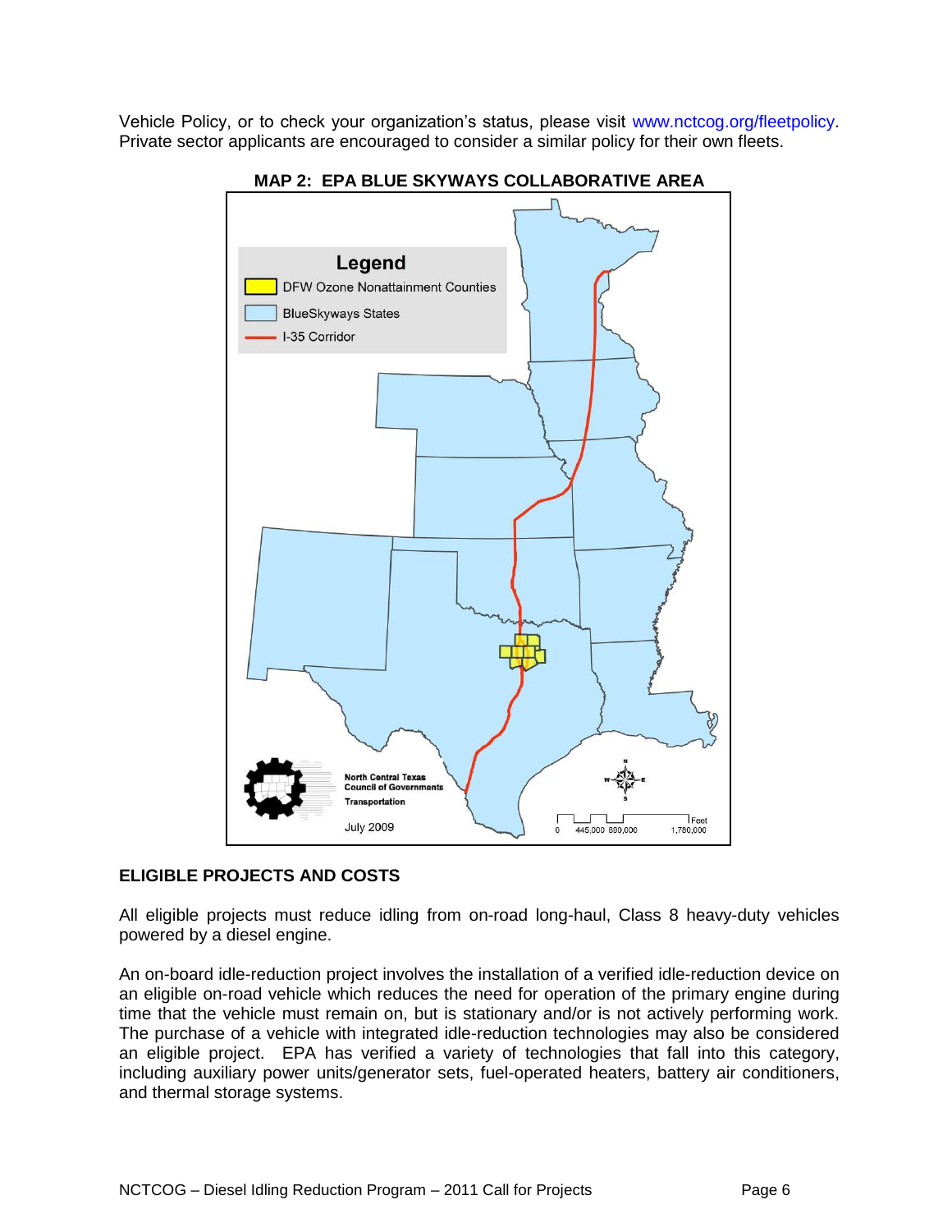Vehicle Policy, or to check your organization's status, please visit www.nctcog.org/fleetpolicy. Private sector applicants are encouraged to consider a similar policy for their own fleets.

**MAP 2: EPA BLUE SKYWAYS COLLABORATIVE AREA**

## ELIGIBLE PROJECTS AND COSTS

All eligible projects must reduce idling from on-road long-haul, Class 8 heavy-duty vehicles powered by a diesel engine.

An on-board idle-reduction project involves the installation of a verified idle-reduction device on an eligible on-road vehicle which reduces the need for operation of the primary engine during time that the vehicle must remain on, but is stationary and/or is not actively performing work. The purchase of a vehicle with integrated idle-reduction technologies may also be considered an eligible project. EPA has verified a variety of technologies that fall into this category, including auxiliary power units/generator sets, fuel-operated heaters, battery air conditioners, and thermal storage systems.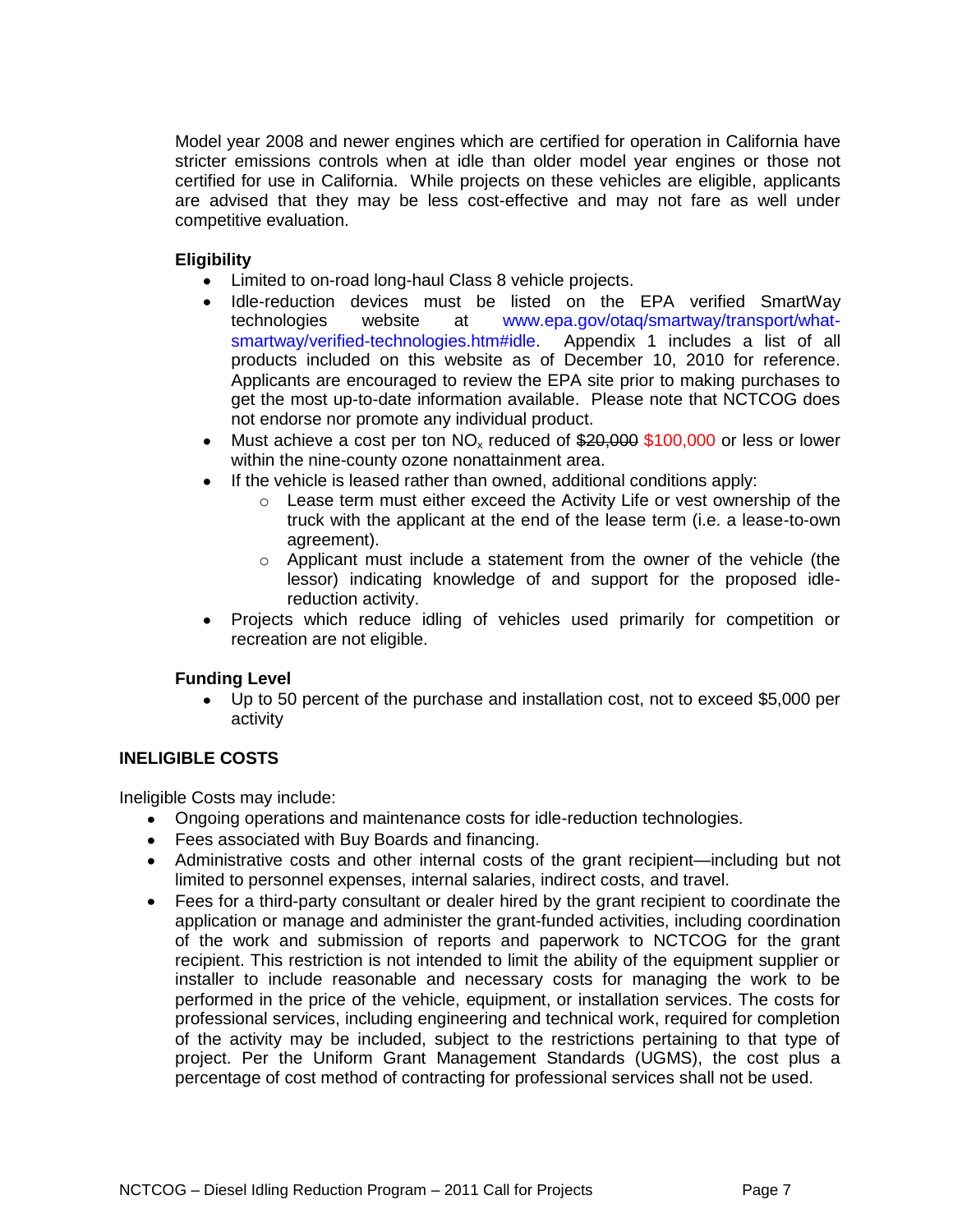Model year 2008 and newer engines which are certified for operation in California have stricter emissions controls when at idle than older model year engines or those not certified for use in California. While projects on these vehicles are eligible, applicants are advised that they may be less cost-effective and may not fare as well under competitive evaluation.

**Eligibility**

- Limited to on-road long-haul Class 8 vehicle projects.
- Idle-reduction devices must be listed on the EPA verified SmartWay technologies website at www.epa.gov/otaq/smartway/transport/what-smartway/verified-technologies.htm#idle. Appendix 1 includes a list of all products included on this website as of December 10, 2010 for reference. Applicants are encouraged to review the EPA site prior to making purchases to get the most up-to-date information available. Please note that NCTCOG does not endorse nor promote any individual product.
- Must achieve a cost per ton $NO_x$ reduced of ~~$20,000~~ $100,000 or less or lower within the nine-county ozone nonattainment area.
- If the vehicle is leased rather than owned, additional conditions apply:
  - Lease term must either exceed the Activity Life or vest ownership of the truck with the applicant at the end of the lease term (i.e. a lease-to-own agreement).
  - Applicant must include a statement from the owner of the vehicle (the lessor) indicating knowledge of and support for the proposed idle-reduction activity.
- Projects which reduce idling of vehicles used primarily for competition or recreation are not eligible.

**Funding Level**

- Up to 50 percent of the purchase and installation cost, not to exceed $5,000 per activity

**INELIGIBLE COSTS**

Ineligible Costs may include:

- Ongoing operations and maintenance costs for idle-reduction technologies.
- Fees associated with Buy Boards and financing.
- Administrative costs and other internal costs of the grant recipient—including but not limited to personnel expenses, internal salaries, indirect costs, and travel.
- Fees for a third-party consultant or dealer hired by the grant recipient to coordinate the application or manage and administer the grant-funded activities, including coordination of the work and submission of reports and paperwork to NCTCOG for the grant recipient. This restriction is not intended to limit the ability of the equipment supplier or installer to include reasonable and necessary costs for managing the work to be performed in the price of the vehicle, equipment, or installation services. The costs for professional services, including engineering and technical work, required for completion of the activity may be included, subject to the restrictions pertaining to that type of project. Per the Uniform Grant Management Standards (UGMS), the cost plus a percentage of cost method of contracting for professional services shall not be used.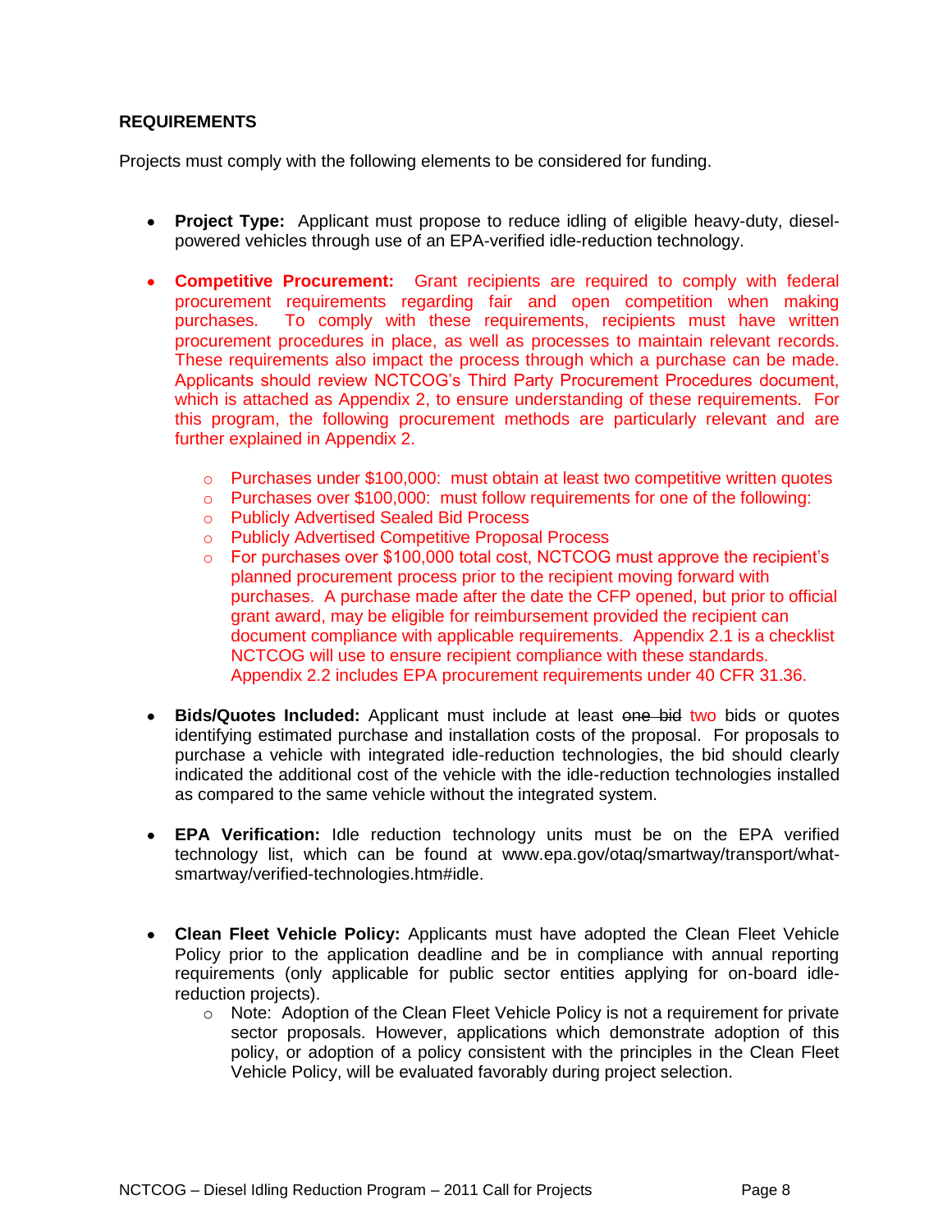## REQUIREMENTS

Projects must comply with the following elements to be considered for funding.

- **Project Type:** Applicant must propose to reduce idling of eligible heavy-duty, diesel-powered vehicles through use of an EPA-verified idle-reduction technology.

- **Competitive Procurement:** Grant recipients are required to comply with federal procurement requirements regarding fair and open competition when making purchases. To comply with these requirements, recipients must have written procurement procedures in place, as well as processes to maintain relevant records. These requirements also impact the process through which a purchase can be made. Applicants should review NCTCOG's Third Party Procurement Procedures document, which is attached as Appendix 2, to ensure understanding of these requirements. For this program, the following procurement methods are particularly relevant and are further explained in Appendix 2.
  - Purchases under \$100,000: must obtain at least two competitive written quotes
  - Purchases over \$100,000: must follow requirements for one of the following:
  - Publicly Advertised Sealed Bid Process
  - Publicly Advertised Competitive Proposal Process
  - For purchases over \$100,000 total cost, NCTCOG must approve the recipient's planned procurement process prior to the recipient moving forward with purchases. A purchase made after the date the CFP opened, but prior to official grant award, may be eligible for reimbursement provided the recipient can document compliance with applicable requirements. Appendix 2.1 is a checklist NCTCOG will use to ensure recipient compliance with these standards. Appendix 2.2 includes EPA procurement requirements under 40 CFR 31.36.

- **Bids/Quotes Included:** Applicant must include at least ~~one bid~~ two bids or quotes identifying estimated purchase and installation costs of the proposal. For proposals to purchase a vehicle with integrated idle-reduction technologies, the bid should clearly indicated the additional cost of the vehicle with the idle-reduction technologies installed as compared to the same vehicle without the integrated system.

- **EPA Verification:** Idle reduction technology units must be on the EPA verified technology list, which can be found at www.epa.gov/otaq/smartway/transport/what-smartway/verified-technologies.htm#idle.

- **Clean Fleet Vehicle Policy:** Applicants must have adopted the Clean Fleet Vehicle Policy prior to the application deadline and be in compliance with annual reporting requirements (only applicable for public sector entities applying for on-board idle-reduction projects).
  - Note: Adoption of the Clean Fleet Vehicle Policy is not a requirement for private sector proposals. However, applications which demonstrate adoption of this policy, or adoption of a policy consistent with the principles in the Clean Fleet Vehicle Policy, will be evaluated favorably during project selection.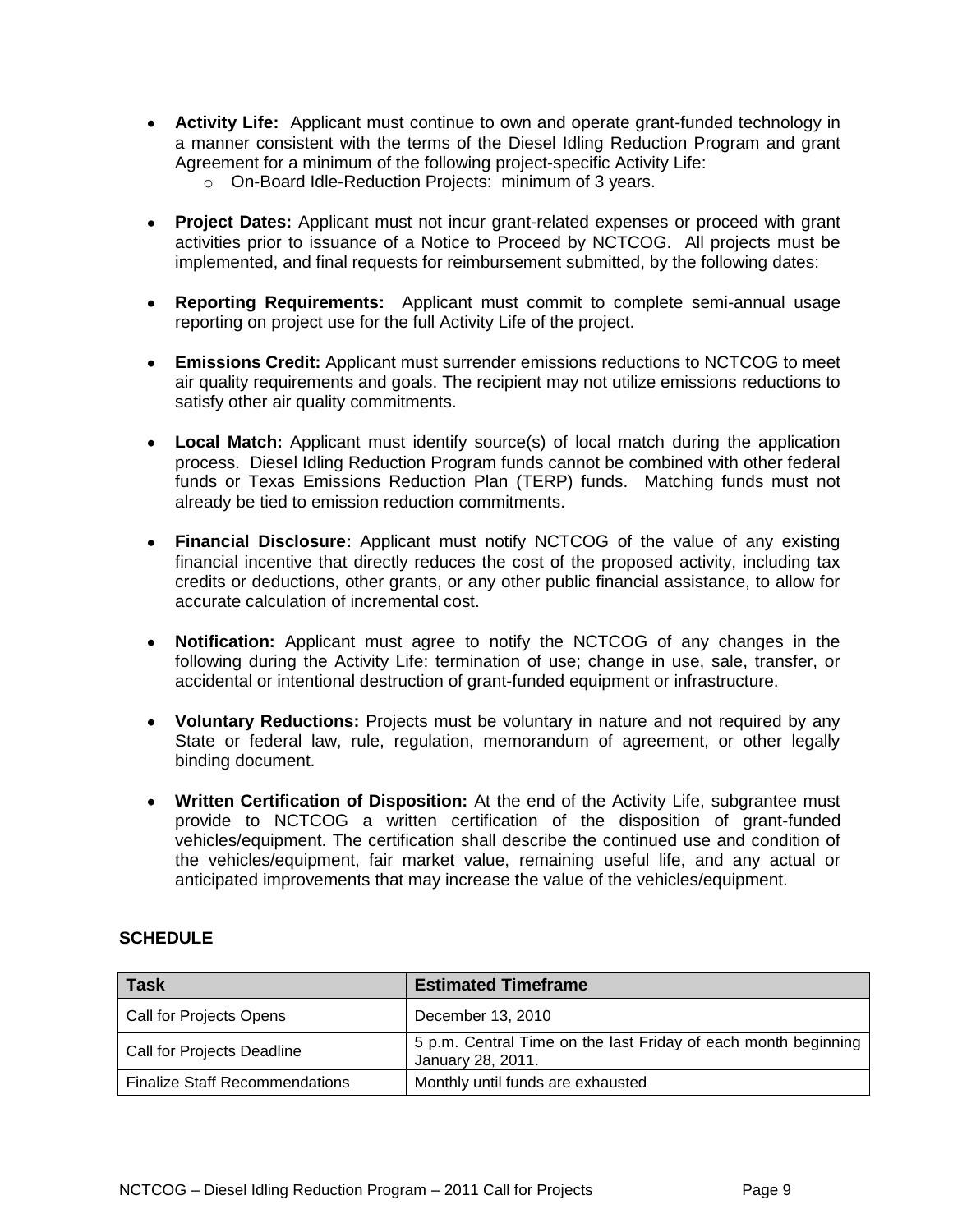- **Activity Life:** Applicant must continue to own and operate grant-funded technology in a manner consistent with the terms of the Diesel Idling Reduction Program and grant Agreement for a minimum of the following project-specific Activity Life:
  - On-Board Idle-Reduction Projects: minimum of 3 years.

- **Project Dates:** Applicant must not incur grant-related expenses or proceed with grant activities prior to issuance of a Notice to Proceed by NCTCOG. All projects must be implemented, and final requests for reimbursement submitted, by the following dates:

- **Reporting Requirements:** Applicant must commit to complete semi-annual usage reporting on project use for the full Activity Life of the project.

- **Emissions Credit:** Applicant must surrender emissions reductions to NCTCOG to meet air quality requirements and goals. The recipient may not utilize emissions reductions to satisfy other air quality commitments.

- **Local Match:** Applicant must identify source(s) of local match during the application process. Diesel Idling Reduction Program funds cannot be combined with other federal funds or Texas Emissions Reduction Plan (TERP) funds. Matching funds must not already be tied to emission reduction commitments.

- **Financial Disclosure:** Applicant must notify NCTCOG of the value of any existing financial incentive that directly reduces the cost of the proposed activity, including tax credits or deductions, other grants, or any other public financial assistance, to allow for accurate calculation of incremental cost.

- **Notification:** Applicant must agree to notify the NCTCOG of any changes in the following during the Activity Life: termination of use; change in use, sale, transfer, or accidental or intentional destruction of grant-funded equipment or infrastructure.

- **Voluntary Reductions:** Projects must be voluntary in nature and not required by any State or federal law, rule, regulation, memorandum of agreement, or other legally binding document.

- **Written Certification of Disposition:** At the end of the Activity Life, subgrantee must provide to NCTCOG a written certification of the disposition of grant-funded vehicles/equipment. The certification shall describe the continued use and condition of the vehicles/equipment, fair market value, remaining useful life, and any actual or anticipated improvements that may increase the value of the vehicles/equipment.

**SCHEDULE**

| Task | Estimated Timeframe |
|---|---|
| Call for Projects Opens | December 13, 2010 |
| Call for Projects Deadline | 5 p.m. Central Time on the last Friday of each month beginning January 28, 2011. |
| Finalize Staff Recommendations | Monthly until funds are exhausted |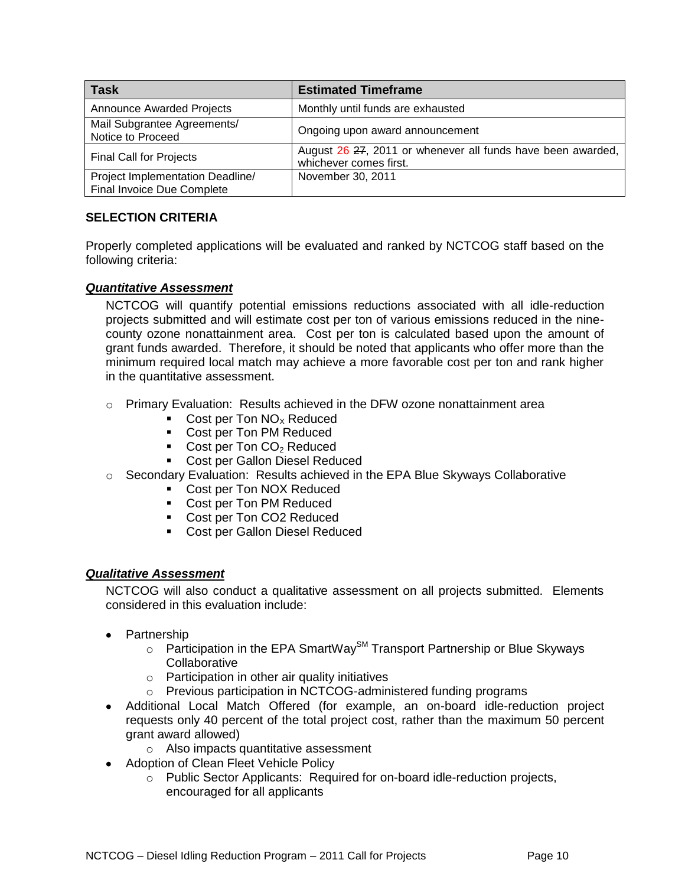| Task | Estimated Timeframe |
| --- | --- |
| Announce Awarded Projects | Monthly until funds are exhausted |
| Mail Subgrantee Agreements/ Notice to Proceed | Ongoing upon award announcement |
| Final Call for Projects | August 26 ~~27~~, 2011 or whenever all funds have been awarded, whichever comes first. |
| Project Implementation Deadline/ Final Invoice Due Complete | November 30, 2011 |

## SELECTION CRITERIA

Properly completed applications will be evaluated and ranked by NCTCOG staff based on the following criteria:

### ***Quantitative Assessment***

NCTCOG will quantify potential emissions reductions associated with all idle-reduction projects submitted and will estimate cost per ton of various emissions reduced in the nine-county ozone nonattainment area. Cost per ton is calculated based upon the amount of grant funds awarded. Therefore, it should be noted that applicants who offer more than the minimum required local match may achieve a more favorable cost per ton and rank higher in the quantitative assessment.

- Primary Evaluation: Results achieved in the DFW ozone nonattainment area
  - Cost per Ton $NO_X$ Reduced
  - Cost per Ton PM Reduced
  - Cost per Ton $CO_2$ Reduced
  - Cost per Gallon Diesel Reduced
- Secondary Evaluation: Results achieved in the EPA Blue Skyways Collaborative
  - Cost per Ton NOX Reduced
  - Cost per Ton PM Reduced
  - Cost per Ton CO2 Reduced
  - Cost per Gallon Diesel Reduced

### ***Qualitative Assessment***

NCTCOG will also conduct a qualitative assessment on all projects submitted. Elements considered in this evaluation include:

- Partnership
  - Participation in the EPA SmartWay[SM] Transport Partnership or Blue Skyways Collaborative
  - Participation in other air quality initiatives
  - Previous participation in NCTCOG-administered funding programs
- Additional Local Match Offered (for example, an on-board idle-reduction project requests only 40 percent of the total project cost, rather than the maximum 50 percent grant award allowed)
  - Also impacts quantitative assessment
- Adoption of Clean Fleet Vehicle Policy
  - Public Sector Applicants: Required for on-board idle-reduction projects, encouraged for all applicants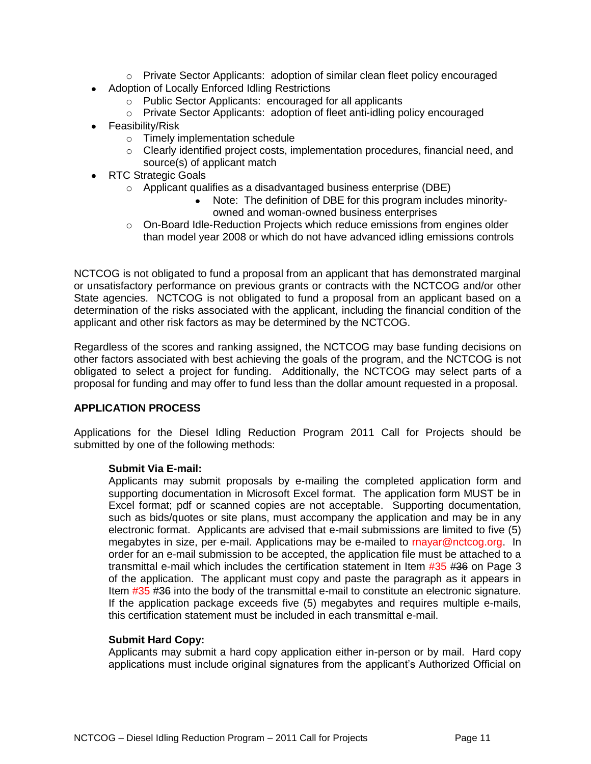- Private Sector Applicants: adoption of similar clean fleet policy encouraged
- Adoption of Locally Enforced Idling Restrictions
  - Public Sector Applicants: encouraged for all applicants
  - Private Sector Applicants: adoption of fleet anti-idling policy encouraged
- Feasibility/Risk
  - Timely implementation schedule
  - Clearly identified project costs, implementation procedures, financial need, and source(s) of applicant match
- RTC Strategic Goals
  - Applicant qualifies as a disadvantaged business enterprise (DBE)
    - Note: The definition of DBE for this program includes minority-owned and woman-owned business enterprises
  - On-Board Idle-Reduction Projects which reduce emissions from engines older than model year 2008 or which do not have advanced idling emissions controls

NCTCOG is not obligated to fund a proposal from an applicant that has demonstrated marginal or unsatisfactory performance on previous grants or contracts with the NCTCOG and/or other State agencies. NCTCOG is not obligated to fund a proposal from an applicant based on a determination of the risks associated with the applicant, including the financial condition of the applicant and other risk factors as may be determined by the NCTCOG.

Regardless of the scores and ranking assigned, the NCTCOG may base funding decisions on other factors associated with best achieving the goals of the program, and the NCTCOG is not obligated to select a project for funding. Additionally, the NCTCOG may select parts of a proposal for funding and may offer to fund less than the dollar amount requested in a proposal.

## APPLICATION PROCESS

Applications for the Diesel Idling Reduction Program 2011 Call for Projects should be submitted by one of the following methods:

**Submit Via E-mail:**
Applicants may submit proposals by e-mailing the completed application form and supporting documentation in Microsoft Excel format. The application form MUST be in Excel format; pdf or scanned copies are not acceptable. Supporting documentation, such as bids/quotes or site plans, must accompany the application and may be in any electronic format. Applicants are advised that e-mail submissions are limited to five (5) megabytes in size, per e-mail. Applications may be e-mailed to rnayar@nctcog.org. In order for an e-mail submission to be accepted, the application file must be attached to a transmittal e-mail which includes the certification statement in Item #35 ~~#36~~ on Page 3 of the application. The applicant must copy and paste the paragraph as it appears in Item #35 ~~#36~~ into the body of the transmittal e-mail to constitute an electronic signature. If the application package exceeds five (5) megabytes and requires multiple e-mails, this certification statement must be included in each transmittal e-mail.

**Submit Hard Copy:**
Applicants may submit a hard copy application either in-person or by mail. Hard copy applications must include original signatures from the applicant's Authorized Official on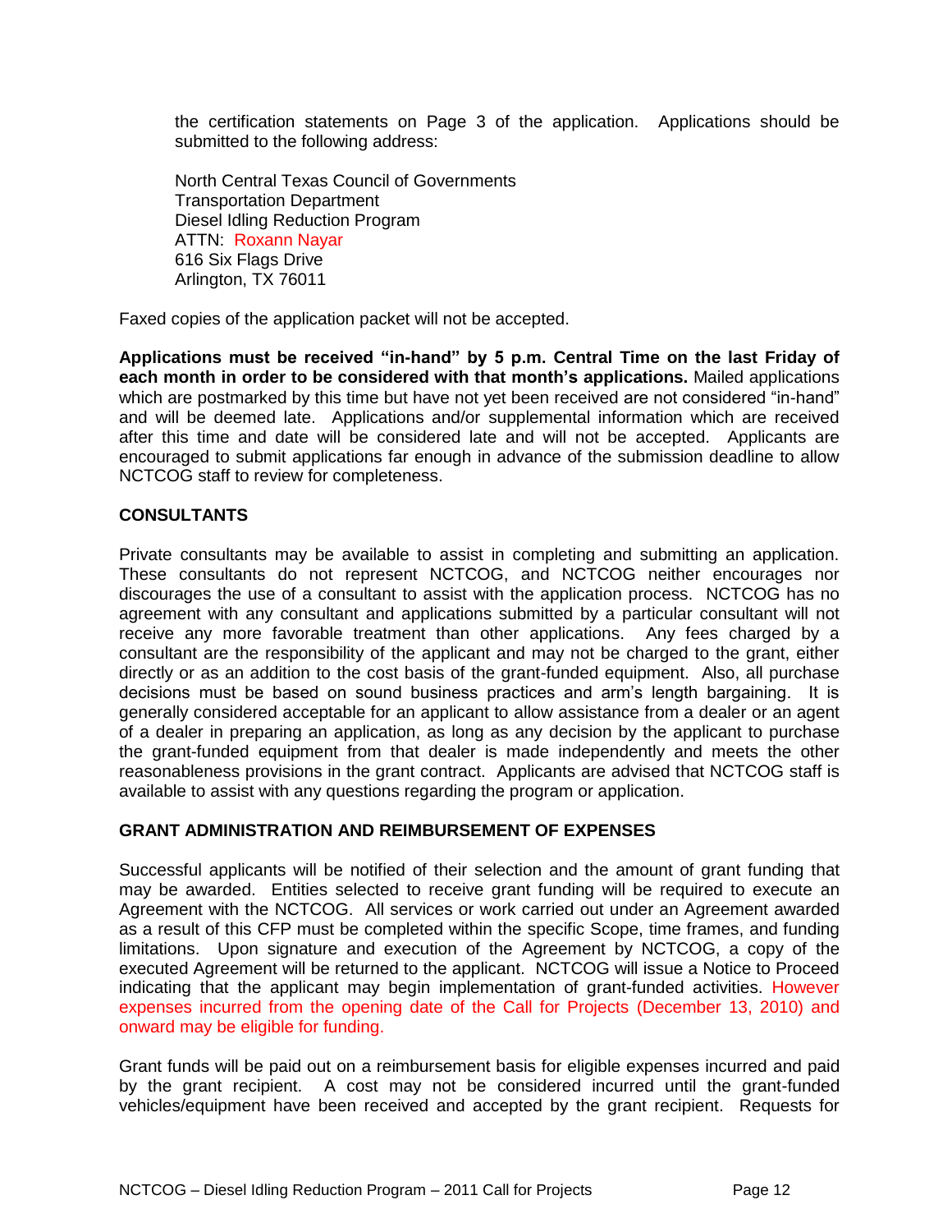the certification statements on Page 3 of the application. Applications should be submitted to the following address:

North Central Texas Council of Governments
Transportation Department
Diesel Idling Reduction Program
ATTN: Roxann Nayar
616 Six Flags Drive
Arlington, TX 76011

Faxed copies of the application packet will not be accepted.

**Applications must be received "in-hand" by 5 p.m. Central Time on the last Friday of each month in order to be considered with that month's applications.** Mailed applications which are postmarked by this time but have not yet been received are not considered "in-hand" and will be deemed late. Applications and/or supplemental information which are received after this time and date will be considered late and will not be accepted. Applicants are encouraged to submit applications far enough in advance of the submission deadline to allow NCTCOG staff to review for completeness.

## CONSULTANTS

Private consultants may be available to assist in completing and submitting an application. These consultants do not represent NCTCOG, and NCTCOG neither encourages nor discourages the use of a consultant to assist with the application process. NCTCOG has no agreement with any consultant and applications submitted by a particular consultant will not receive any more favorable treatment than other applications. Any fees charged by a consultant are the responsibility of the applicant and may not be charged to the grant, either directly or as an addition to the cost basis of the grant-funded equipment. Also, all purchase decisions must be based on sound business practices and arm's length bargaining. It is generally considered acceptable for an applicant to allow assistance from a dealer or an agent of a dealer in preparing an application, as long as any decision by the applicant to purchase the grant-funded equipment from that dealer is made independently and meets the other reasonableness provisions in the grant contract. Applicants are advised that NCTCOG staff is available to assist with any questions regarding the program or application.

## GRANT ADMINISTRATION AND REIMBURSEMENT OF EXPENSES

Successful applicants will be notified of their selection and the amount of grant funding that may be awarded. Entities selected to receive grant funding will be required to execute an Agreement with the NCTCOG. All services or work carried out under an Agreement awarded as a result of this CFP must be completed within the specific Scope, time frames, and funding limitations. Upon signature and execution of the Agreement by NCTCOG, a copy of the executed Agreement will be returned to the applicant. NCTCOG will issue a Notice to Proceed indicating that the applicant may begin implementation of grant-funded activities. However expenses incurred from the opening date of the Call for Projects (December 13, 2010) and onward may be eligible for funding.

Grant funds will be paid out on a reimbursement basis for eligible expenses incurred and paid by the grant recipient. A cost may not be considered incurred until the grant-funded vehicles/equipment have been received and accepted by the grant recipient. Requests for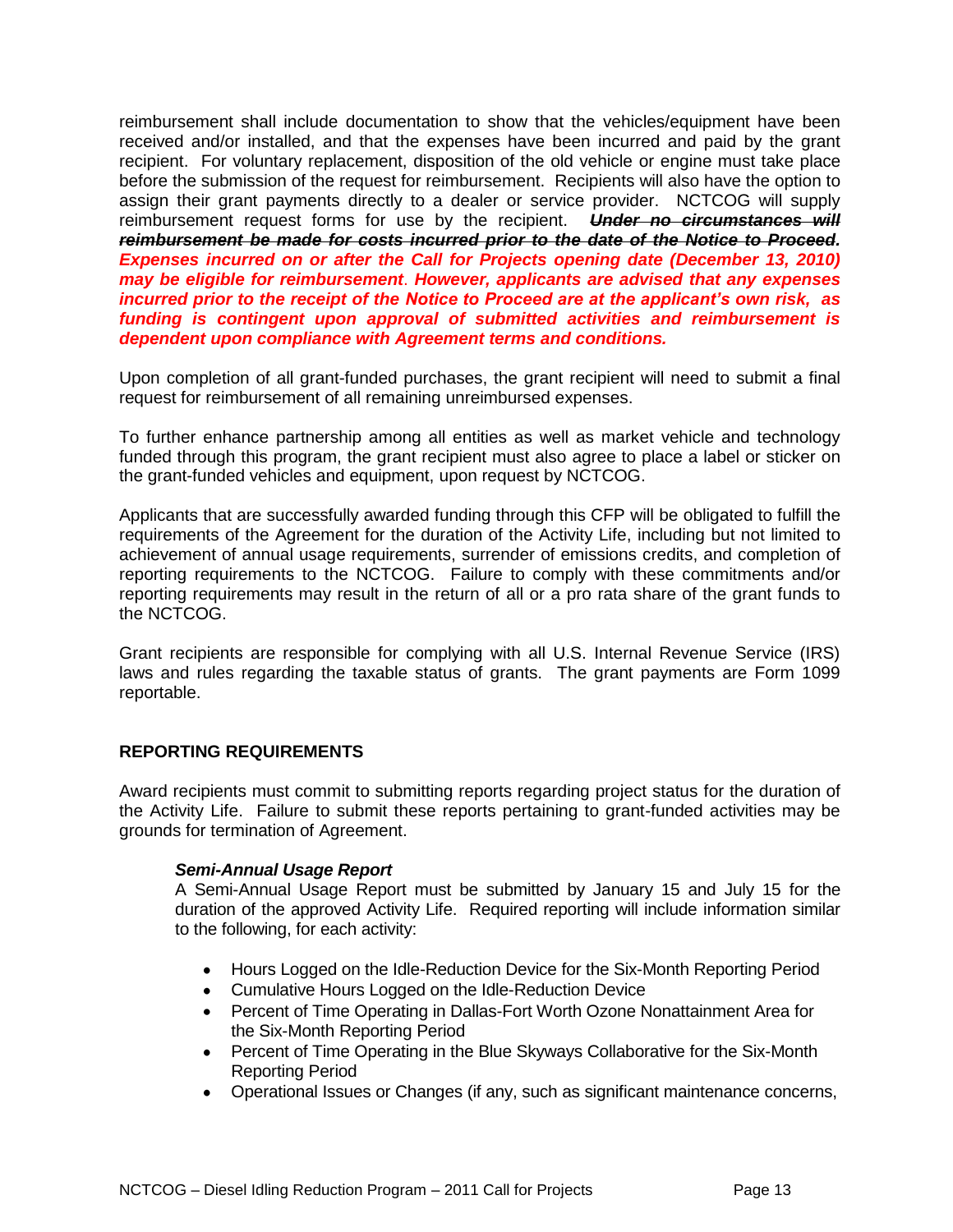reimbursement shall include documentation to show that the vehicles/equipment have been received and/or installed, and that the expenses have been incurred and paid by the grant recipient. For voluntary replacement, disposition of the old vehicle or engine must take place before the submission of the request for reimbursement. Recipients will also have the option to assign their grant payments directly to a dealer or service provider. NCTCOG will supply reimbursement request forms for use by the recipient. ~~***Under no circumstances will reimbursement be made for costs incurred prior to the date of the Notice to Proceed.***~~ ***Expenses incurred on or after the Call for Projects opening date (December 13, 2010) may be eligible for reimbursement. However, applicants are advised that any expenses incurred prior to the receipt of the Notice to Proceed are at the applicant's own risk, as funding is contingent upon approval of submitted activities and reimbursement is dependent upon compliance with Agreement terms and conditions.***

Upon completion of all grant-funded purchases, the grant recipient will need to submit a final request for reimbursement of all remaining unreimbursed expenses.

To further enhance partnership among all entities as well as market vehicle and technology funded through this program, the grant recipient must also agree to place a label or sticker on the grant-funded vehicles and equipment, upon request by NCTCOG.

Applicants that are successfully awarded funding through this CFP will be obligated to fulfill the requirements of the Agreement for the duration of the Activity Life, including but not limited to achievement of annual usage requirements, surrender of emissions credits, and completion of reporting requirements to the NCTCOG. Failure to comply with these commitments and/or reporting requirements may result in the return of all or a pro rata share of the grant funds to the NCTCOG.

Grant recipients are responsible for complying with all U.S. Internal Revenue Service (IRS) laws and rules regarding the taxable status of grants. The grant payments are Form 1099 reportable.

## REPORTING REQUIREMENTS

Award recipients must commit to submitting reports regarding project status for the duration of the Activity Life. Failure to submit these reports pertaining to grant-funded activities may be grounds for termination of Agreement.

### *Semi-Annual Usage Report*

A Semi-Annual Usage Report must be submitted by January 15 and July 15 for the duration of the approved Activity Life. Required reporting will include information similar to the following, for each activity:

- Hours Logged on the Idle-Reduction Device for the Six-Month Reporting Period
- Cumulative Hours Logged on the Idle-Reduction Device
- Percent of Time Operating in Dallas-Fort Worth Ozone Nonattainment Area for the Six-Month Reporting Period
- Percent of Time Operating in the Blue Skyways Collaborative for the Six-Month Reporting Period
- Operational Issues or Changes (if any, such as significant maintenance concerns,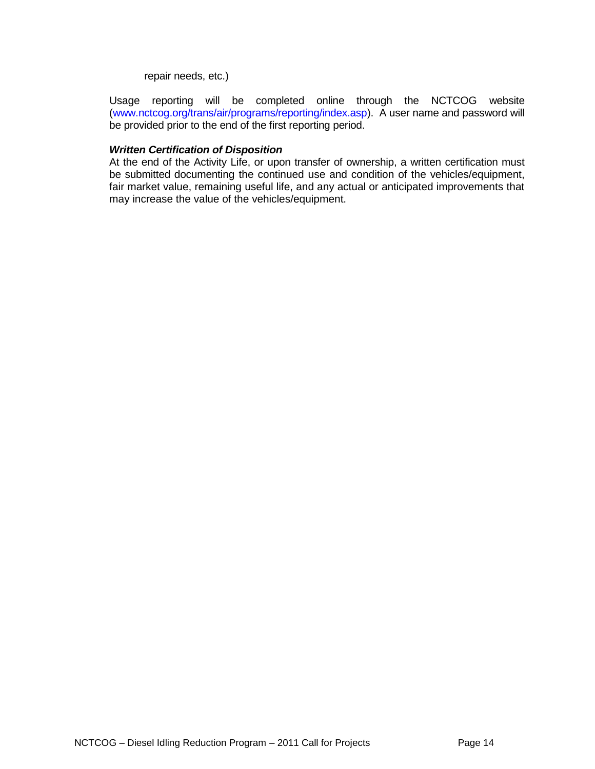repair needs, etc.)

Usage reporting will be completed online through the NCTCOG website (www.nctcog.org/trans/air/programs/reporting/index.asp). A user name and password will be provided prior to the end of the first reporting period.

***Written Certification of Disposition***

At the end of the Activity Life, or upon transfer of ownership, a written certification must be submitted documenting the continued use and condition of the vehicles/equipment, fair market value, remaining useful life, and any actual or anticipated improvements that may increase the value of the vehicles/equipment.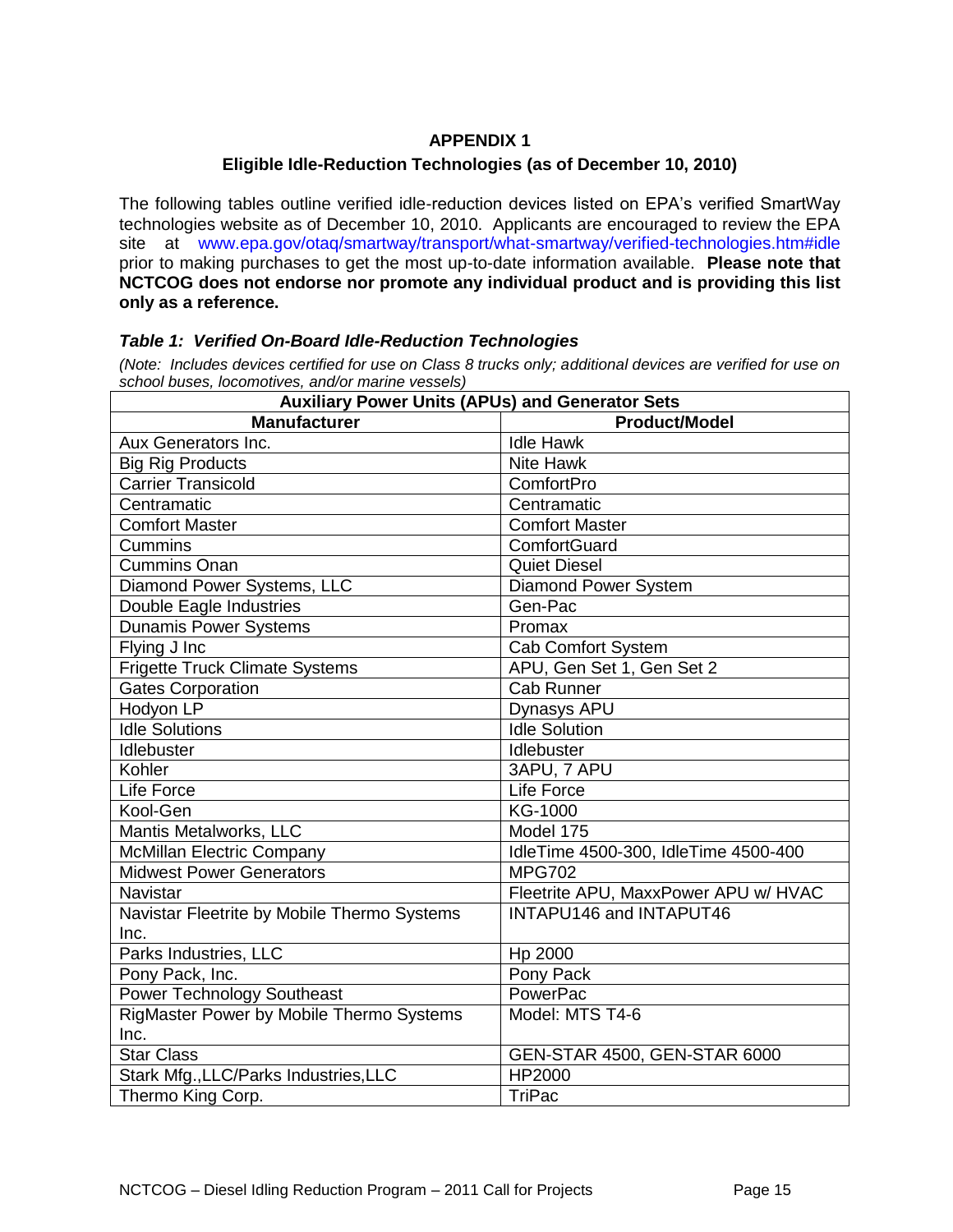# APPENDIX 1

## Eligible Idle-Reduction Technologies (as of December 10, 2010)

The following tables outline verified idle-reduction devices listed on EPA's verified SmartWay technologies website as of December 10, 2010. Applicants are encouraged to review the EPA site at www.epa.gov/otaq/smartway/transport/what-smartway/verified-technologies.htm#idle prior to making purchases to get the most up-to-date information available. **Please note that NCTCOG does not endorse nor promote any individual product and is providing this list only as a reference.**

### *Table 1: Verified On-Board Idle-Reduction Technologies*

*(Note: Includes devices certified for use on Class 8 trucks only; additional devices are verified for use on school buses, locomotives, and/or marine vessels)*

| Auxiliary Power Units (APUs) and Generator Sets | |
|---|---|
| **Manufacturer** | **Product/Model** |
| Aux Generators Inc. | Idle Hawk |
| Big Rig Products | Nite Hawk |
| Carrier Transicold | ComfortPro |
| Centramatic | Centramatic |
| Comfort Master | Comfort Master |
| Cummins | ComfortGuard |
| Cummins Onan | Quiet Diesel |
| Diamond Power Systems, LLC | Diamond Power System |
| Double Eagle Industries | Gen-Pac |
| Dunamis Power Systems | Promax |
| Flying J Inc | Cab Comfort System |
| Frigette Truck Climate Systems | APU, Gen Set 1, Gen Set 2 |
| Gates Corporation | Cab Runner |
| Hodyon LP | Dynasys APU |
| Idle Solutions | Idle Solution |
| Idlebuster | Idlebuster |
| Kohler | 3APU, 7 APU |
| Life Force | Life Force |
| Kool-Gen | KG-1000 |
| Mantis Metalworks, LLC | Model 175 |
| McMillan Electric Company | IdleTime 4500-300, IdleTime 4500-400 |
| Midwest Power Generators | MPG702 |
| Navistar | Fleetrite APU, MaxxPower APU w/ HVAC |
| Navistar Fleetrite by Mobile Thermo Systems Inc. | INTAPU146 and INTAPUT46 |
| Parks Industries, LLC | Hp 2000 |
| Pony Pack, Inc. | Pony Pack |
| Power Technology Southeast | PowerPac |
| RigMaster Power by Mobile Thermo Systems Inc. | Model: MTS T4-6 |
| Star Class | GEN-STAR 4500, GEN-STAR 6000 |
| Stark Mfg.,LLC/Parks Industries,LLC | HP2000 |
| Thermo King Corp. | TriPac |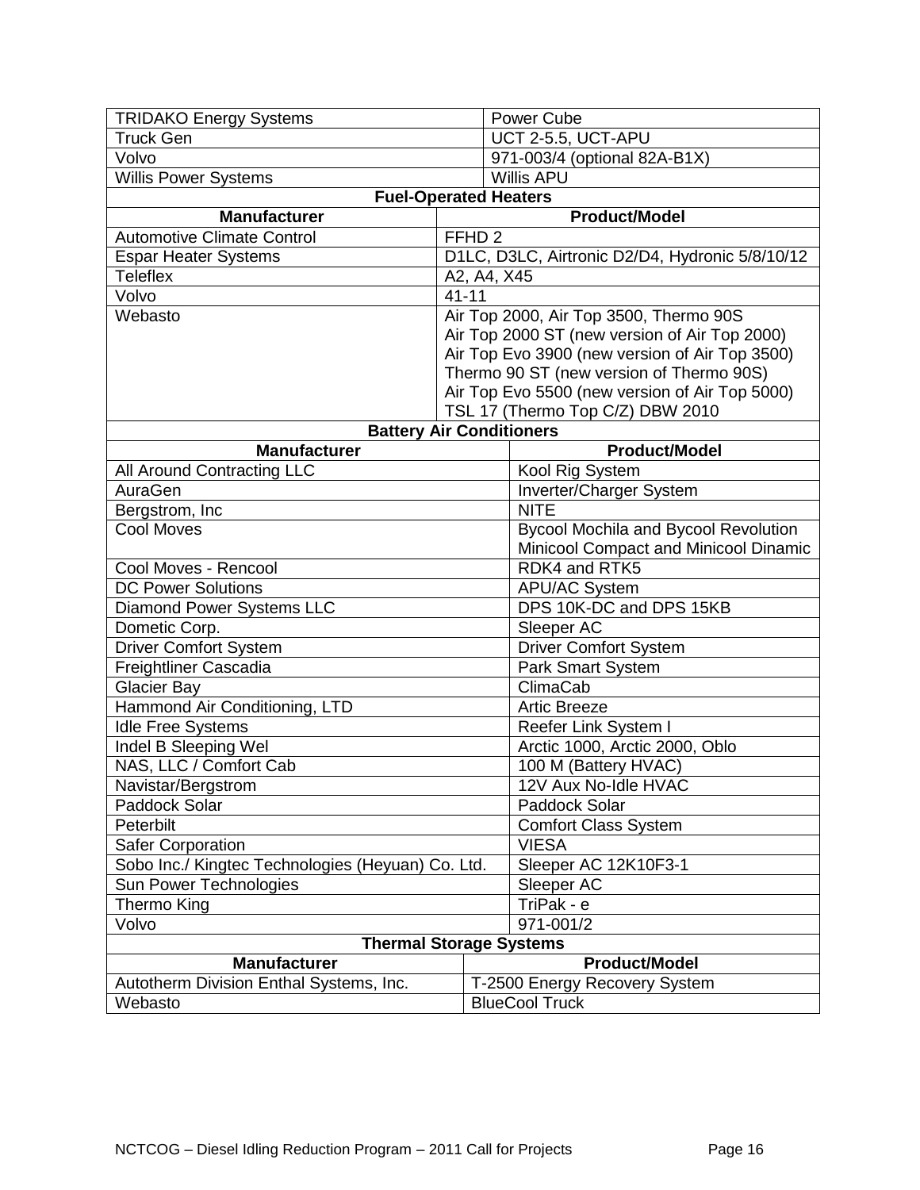| | |
|---|---|
| TRIDAKO Energy Systems | Power Cube |
| Truck Gen | UCT 2-5.5, UCT-APU |
| Volvo | 971-003/4 (optional 82A-B1X) |
| Willis Power Systems | Willis APU |

**Fuel-Operated Heaters**

| Manufacturer | Product/Model |
|---|---|
| Automotive Climate Control | FFHD 2 |
| Espar Heater Systems | D1LC, D3LC, Airtronic D2/D4, Hydronic 5/8/10/12 |
| Teleflex | A2, A4, X45 |
| Volvo | 41-11 |
| Webasto | Air Top 2000, Air Top 3500, Thermo 90S<br>Air Top 2000 ST (new version of Air Top 2000)<br>Air Top Evo 3900 (new version of Air Top 3500)<br>Thermo 90 ST (new version of Thermo 90S)<br>Air Top Evo 5500 (new version of Air Top 5000)<br>TSL 17 (Thermo Top C/Z) DBW 2010 |

**Battery Air Conditioners**

| Manufacturer | Product/Model |
|---|---|
| All Around Contracting LLC | Kool Rig System |
| AuraGen | Inverter/Charger System |
| Bergstrom, Inc | NITE |
| Cool Moves | Bycool Mochila and Bycool Revolution<br>Minicool Compact and Minicool Dinamic |
| Cool Moves - Rencool | RDK4 and RTK5 |
| DC Power Solutions | APU/AC System |
| Diamond Power Systems LLC | DPS 10K-DC and DPS 15KB |
| Dometic Corp. | Sleeper AC |
| Driver Comfort System | Driver Comfort System |
| Freightliner Cascadia | Park Smart System |
| Glacier Bay | ClimaCab |
| Hammond Air Conditioning, LTD | Artic Breeze |
| Idle Free Systems | Reefer Link System I |
| Indel B Sleeping Wel | Arctic 1000, Arctic 2000, Oblo |
| NAS, LLC / Comfort Cab | 100 M (Battery HVAC) |
| Navistar/Bergstrom | 12V Aux No-Idle HVAC |
| Paddock Solar | Paddock Solar |
| Peterbilt | Comfort Class System |
| Safer Corporation | VIESA |
| Sobo Inc./ Kingtec Technologies (Heyuan) Co. Ltd. | Sleeper AC 12K10F3-1 |
| Sun Power Technologies | Sleeper AC |
| Thermo King | TriPak - e |
| Volvo | 971-001/2 |

**Thermal Storage Systems**

| Manufacturer | Product/Model |
|---|---|
| Autotherm Division Enthal Systems, Inc. | T-2500 Energy Recovery System |
| Webasto | BlueCool Truck |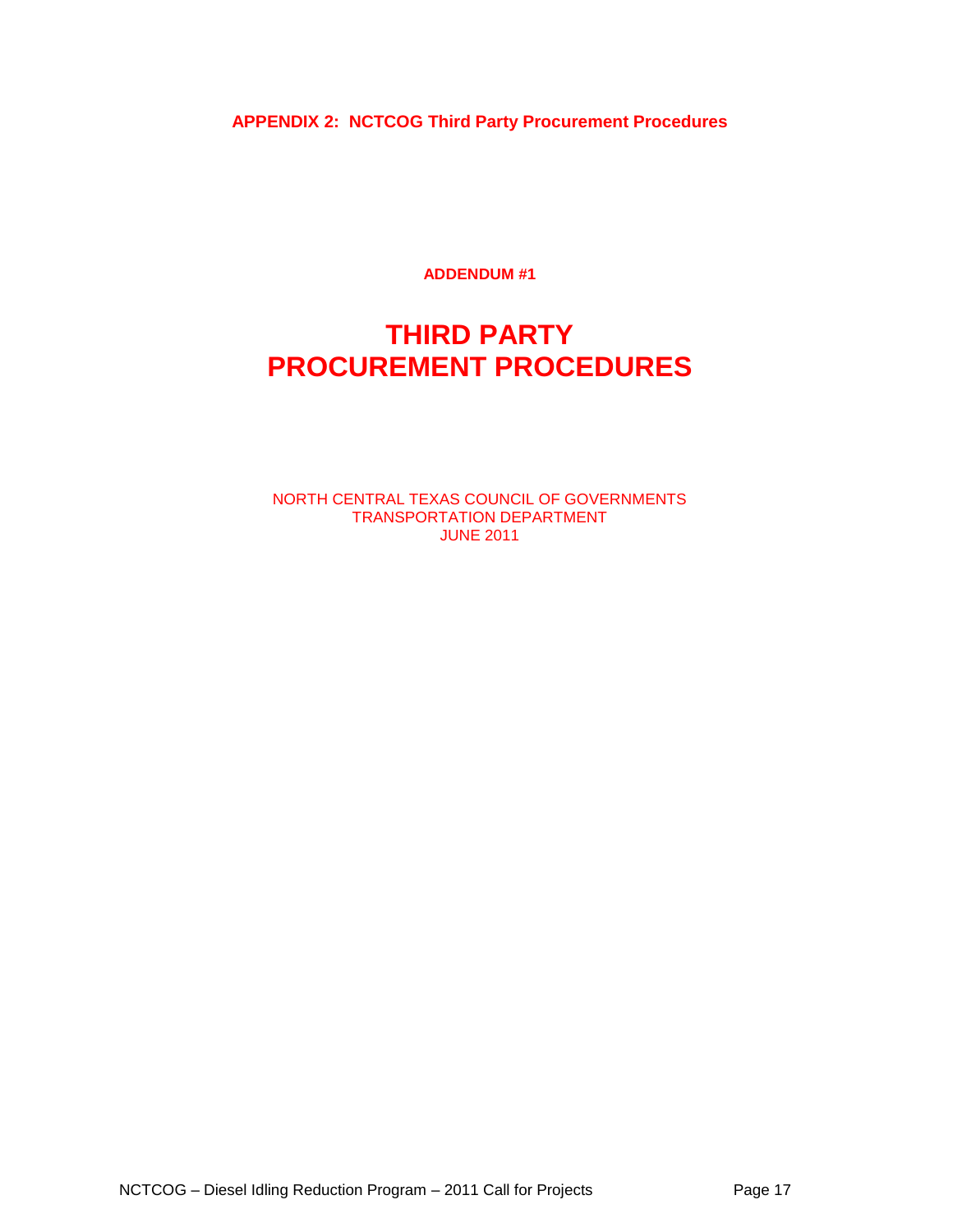**APPENDIX 2: NCTCOG Third Party Procurement Procedures**

**ADDENDUM #1**

# THIRD PARTY
# PROCUREMENT PROCEDURES

NORTH CENTRAL TEXAS COUNCIL OF GOVERNMENTS
TRANSPORTATION DEPARTMENT
JUNE 2011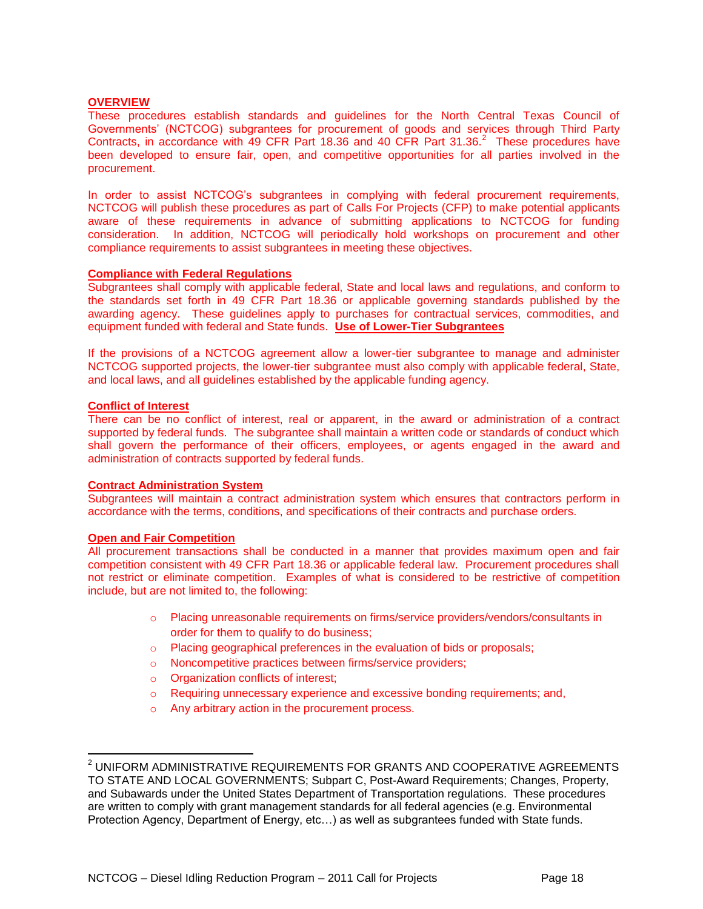## OVERVIEW

These procedures establish standards and guidelines for the North Central Texas Council of Governments' (NCTCOG) subgrantees for procurement of goods and services through Third Party Contracts, in accordance with 49 CFR Part 18.36 and 40 CFR Part 31.36.[2] These procedures have been developed to ensure fair, open, and competitive opportunities for all parties involved in the procurement.

In order to assist NCTCOG's subgrantees in complying with federal procurement requirements, NCTCOG will publish these procedures as part of Calls For Projects (CFP) to make potential applicants aware of these requirements in advance of submitting applications to NCTCOG for funding consideration. In addition, NCTCOG will periodically hold workshops on procurement and other compliance requirements to assist subgrantees in meeting these objectives.

### Compliance with Federal Regulations

Subgrantees shall comply with applicable federal, State and local laws and regulations, and conform to the standards set forth in 49 CFR Part 18.36 or applicable governing standards published by the awarding agency. These guidelines apply to purchases for contractual services, commodities, and equipment funded with federal and State funds. **Use of Lower-Tier Subgrantees**

If the provisions of a NCTCOG agreement allow a lower-tier subgrantee to manage and administer NCTCOG supported projects, the lower-tier subgrantee must also comply with applicable federal, State, and local laws, and all guidelines established by the applicable funding agency.

### Conflict of Interest

There can be no conflict of interest, real or apparent, in the award or administration of a contract supported by federal funds. The subgrantee shall maintain a written code or standards of conduct which shall govern the performance of their officers, employees, or agents engaged in the award and administration of contracts supported by federal funds.

### Contract Administration System

Subgrantees will maintain a contract administration system which ensures that contractors perform in accordance with the terms, conditions, and specifications of their contracts and purchase orders.

### Open and Fair Competition

All procurement transactions shall be conducted in a manner that provides maximum open and fair competition consistent with 49 CFR Part 18.36 or applicable federal law. Procurement procedures shall not restrict or eliminate competition. Examples of what is considered to be restrictive of competition include, but are not limited to, the following:

- Placing unreasonable requirements on firms/service providers/vendors/consultants in order for them to qualify to do business;
- Placing geographical preferences in the evaluation of bids or proposals;
- Noncompetitive practices between firms/service providers;
- Organization conflicts of interest;
- Requiring unnecessary experience and excessive bonding requirements; and,
- Any arbitrary action in the procurement process.

---

[2] UNIFORM ADMINISTRATIVE REQUIREMENTS FOR GRANTS AND COOPERATIVE AGREEMENTS TO STATE AND LOCAL GOVERNMENTS; Subpart C, Post-Award Requirements; Changes, Property, and Subawards under the United States Department of Transportation regulations. These procedures are written to comply with grant management standards for all federal agencies (e.g. Environmental Protection Agency, Department of Energy, etc…) as well as subgrantees funded with State funds.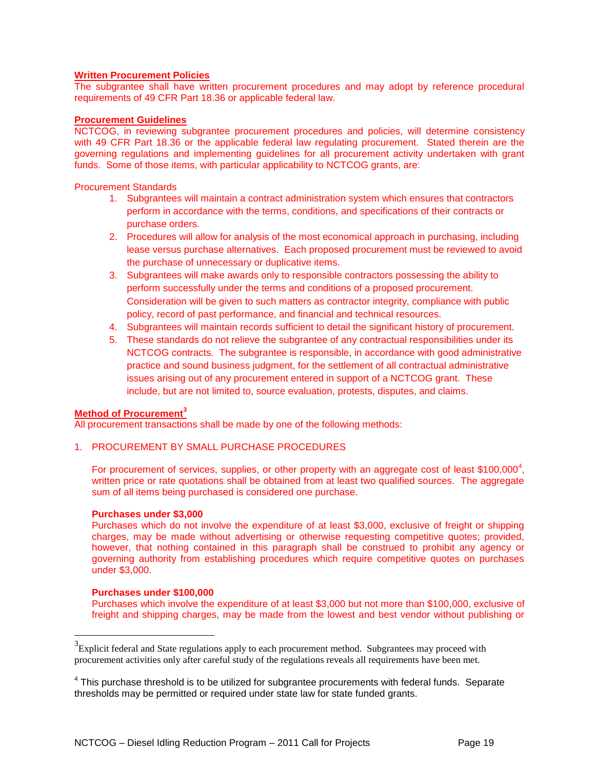**Written Procurement Policies**

The subgrantee shall have written procurement procedures and may adopt by reference procedural requirements of 49 CFR Part 18.36 or applicable federal law.

**Procurement Guidelines**

NCTCOG, in reviewing subgrantee procurement procedures and policies, will determine consistency with 49 CFR Part 18.36 or the applicable federal law regulating procurement. Stated therein are the governing regulations and implementing guidelines for all procurement activity undertaken with grant funds. Some of those items, with particular applicability to NCTCOG grants, are:

Procurement Standards

1. Subgrantees will maintain a contract administration system which ensures that contractors perform in accordance with the terms, conditions, and specifications of their contracts or purchase orders.
2. Procedures will allow for analysis of the most economical approach in purchasing, including lease versus purchase alternatives. Each proposed procurement must be reviewed to avoid the purchase of unnecessary or duplicative items.
3. Subgrantees will make awards only to responsible contractors possessing the ability to perform successfully under the terms and conditions of a proposed procurement. Consideration will be given to such matters as contractor integrity, compliance with public policy, record of past performance, and financial and technical resources.
4. Subgrantees will maintain records sufficient to detail the significant history of procurement.
5. These standards do not relieve the subgrantee of any contractual responsibilities under its NCTCOG contracts. The subgrantee is responsible, in accordance with good administrative practice and sound business judgment, for the settlement of all contractual administrative issues arising out of any procurement entered in support of a NCTCOG grant. These include, but are not limited to, source evaluation, protests, disputes, and claims.

**Method of Procurement[3]**

All procurement transactions shall be made by one of the following methods:

1. PROCUREMENT BY SMALL PURCHASE PROCEDURES

   For procurement of services, supplies, or other property with an aggregate cost of least $100,000[4], written price or rate quotations shall be obtained from at least two qualified sources. The aggregate sum of all items being purchased is considered one purchase.

   **Purchases under $3,000**

   Purchases which do not involve the expenditure of at least $3,000, exclusive of freight or shipping charges, may be made without advertising or otherwise requesting competitive quotes; provided, however, that nothing contained in this paragraph shall be construed to prohibit any agency or governing authority from establishing procedures which require competitive quotes on purchases under $3,000.

   **Purchases under $100,000**

   Purchases which involve the expenditure of at least $3,000 but not more than $100,000, exclusive of freight and shipping charges, may be made from the lowest and best vendor without publishing or

---

[3] Explicit federal and State regulations apply to each procurement method. Subgrantees may proceed with procurement activities only after careful study of the regulations reveals all requirements have been met.

[4] This purchase threshold is to be utilized for subgrantee procurements with federal funds. Separate thresholds may be permitted or required under state law for state funded grants.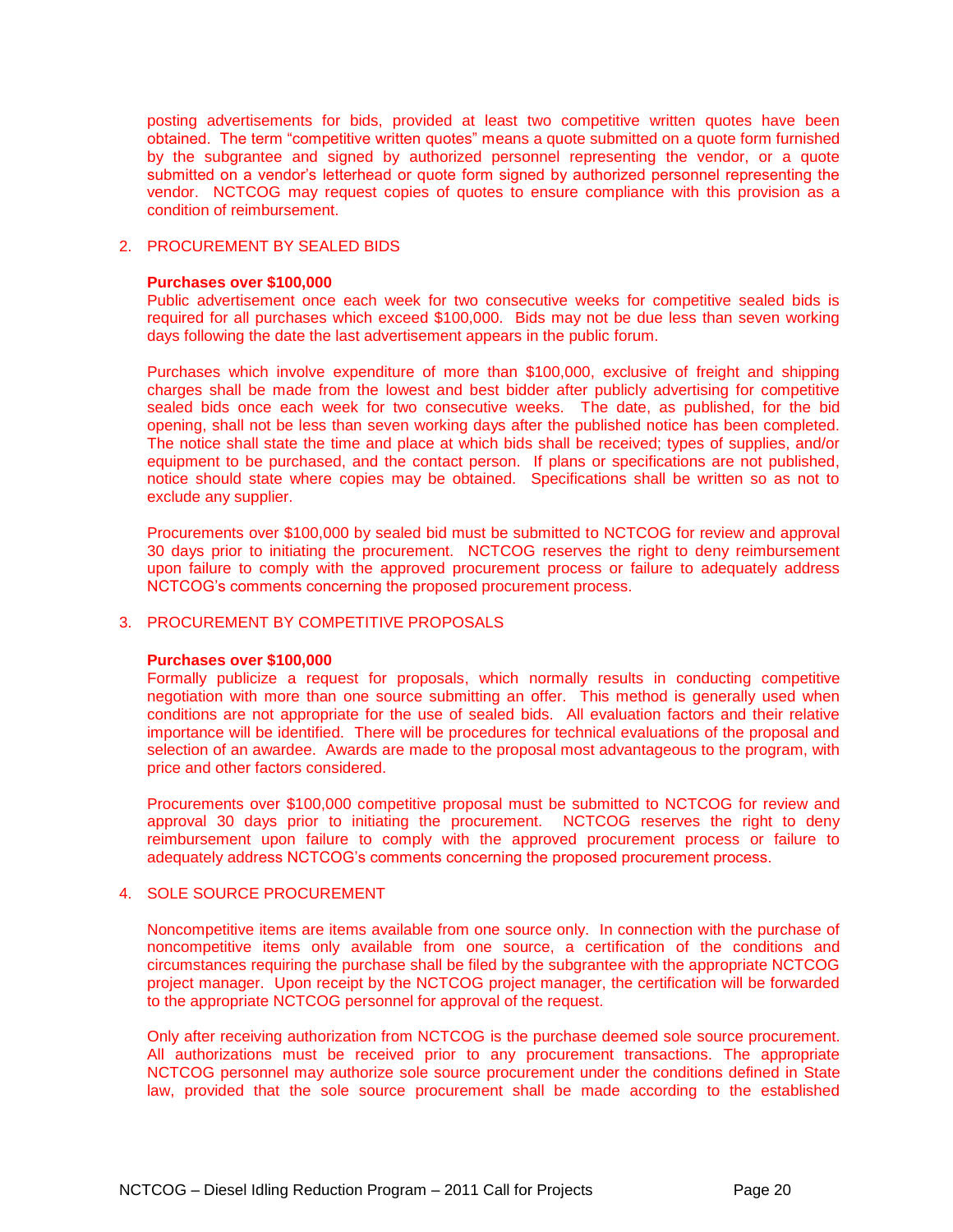posting advertisements for bids, provided at least two competitive written quotes have been obtained. The term "competitive written quotes" means a quote submitted on a quote form furnished by the subgrantee and signed by authorized personnel representing the vendor, or a quote submitted on a vendor's letterhead or quote form signed by authorized personnel representing the vendor. NCTCOG may request copies of quotes to ensure compliance with this provision as a condition of reimbursement.

2. PROCUREMENT BY SEALED BIDS

   **Purchases over $100,000**
   Public advertisement once each week for two consecutive weeks for competitive sealed bids is required for all purchases which exceed $100,000. Bids may not be due less than seven working days following the date the last advertisement appears in the public forum.

   Purchases which involve expenditure of more than $100,000, exclusive of freight and shipping charges shall be made from the lowest and best bidder after publicly advertising for competitive sealed bids once each week for two consecutive weeks. The date, as published, for the bid opening, shall not be less than seven working days after the published notice has been completed. The notice shall state the time and place at which bids shall be received; types of supplies, and/or equipment to be purchased, and the contact person. If plans or specifications are not published, notice should state where copies may be obtained. Specifications shall be written so as not to exclude any supplier.

   Procurements over $100,000 by sealed bid must be submitted to NCTCOG for review and approval 30 days prior to initiating the procurement. NCTCOG reserves the right to deny reimbursement upon failure to comply with the approved procurement process or failure to adequately address NCTCOG's comments concerning the proposed procurement process.

3. PROCUREMENT BY COMPETITIVE PROPOSALS

   **Purchases over $100,000**
   Formally publicize a request for proposals, which normally results in conducting competitive negotiation with more than one source submitting an offer. This method is generally used when conditions are not appropriate for the use of sealed bids. All evaluation factors and their relative importance will be identified. There will be procedures for technical evaluations of the proposal and selection of an awardee. Awards are made to the proposal most advantageous to the program, with price and other factors considered.

   Procurements over $100,000 competitive proposal must be submitted to NCTCOG for review and approval 30 days prior to initiating the procurement. NCTCOG reserves the right to deny reimbursement upon failure to comply with the approved procurement process or failure to adequately address NCTCOG's comments concerning the proposed procurement process.

4. SOLE SOURCE PROCUREMENT

   Noncompetitive items are items available from one source only. In connection with the purchase of noncompetitive items only available from one source, a certification of the conditions and circumstances requiring the purchase shall be filed by the subgrantee with the appropriate NCTCOG project manager. Upon receipt by the NCTCOG project manager, the certification will be forwarded to the appropriate NCTCOG personnel for approval of the request.

   Only after receiving authorization from NCTCOG is the purchase deemed sole source procurement. All authorizations must be received prior to any procurement transactions. The appropriate NCTCOG personnel may authorize sole source procurement under the conditions defined in State law, provided that the sole source procurement shall be made according to the established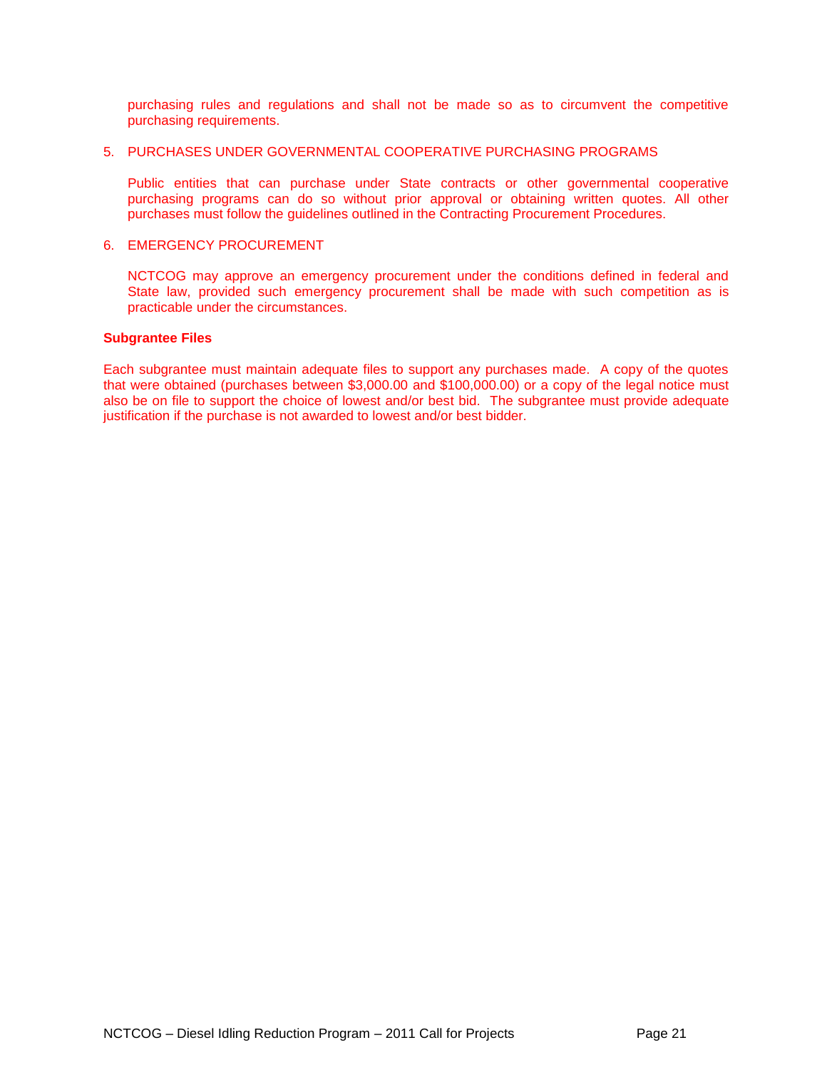purchasing rules and regulations and shall not be made so as to circumvent the competitive purchasing requirements.

5. PURCHASES UNDER GOVERNMENTAL COOPERATIVE PURCHASING PROGRAMS

   Public entities that can purchase under State contracts or other governmental cooperative purchasing programs can do so without prior approval or obtaining written quotes. All other purchases must follow the guidelines outlined in the Contracting Procurement Procedures.

6. EMERGENCY PROCUREMENT

   NCTCOG may approve an emergency procurement under the conditions defined in federal and State law, provided such emergency procurement shall be made with such competition as is practicable under the circumstances.

**Subgrantee Files**

Each subgrantee must maintain adequate files to support any purchases made. A copy of the quotes that were obtained (purchases between $3,000.00 and $100,000.00) or a copy of the legal notice must also be on file to support the choice of lowest and/or best bid. The subgrantee must provide adequate justification if the purchase is not awarded to lowest and/or best bidder.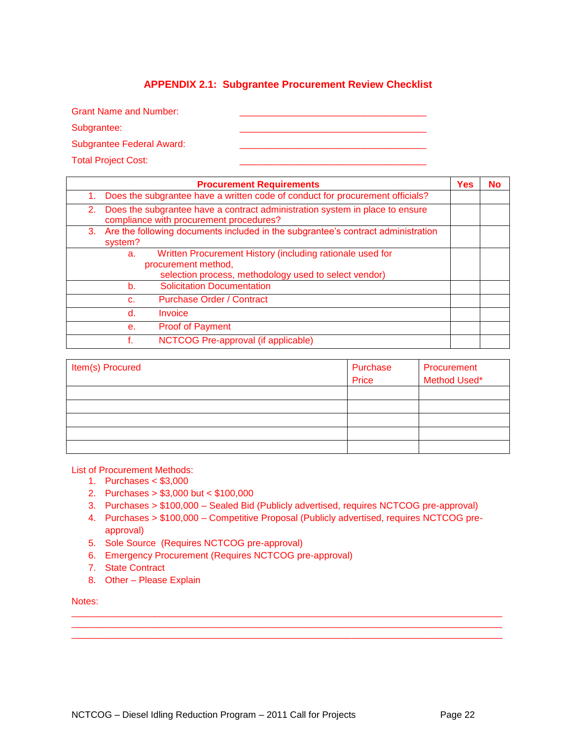## APPENDIX 2.1: Subgrantee Procurement Review Checklist

Grant Name and Number: ____________________________________

Subgrantee: ____________________________________

Subgrantee Federal Award: ____________________________________

Total Project Cost: ____________________________________

| Procurement Requirements | Yes | No |
|---|---|---|
| 1. Does the subgrantee have a written code of conduct for procurement officials? | | |
| 2. Does the subgrantee have a contract administration system in place to ensure compliance with procurement procedures? | | |
| 3. Are the following documents included in the subgrantee's contract administration system? | | |
| a. Written Procurement History (including rationale used for procurement method, selection process, methodology used to select vendor) | | |
| b. Solicitation Documentation | | |
| c. Purchase Order / Contract | | |
| d. Invoice | | |
| e. Proof of Payment | | |
| f. NCTCOG Pre-approval (if applicable) | | |

| Item(s) Procured | Purchase Price | Procurement Method Used* |
|---|---|---|
| | | |
| | | |
| | | |
| | | |
| | | |

List of Procurement Methods:

1. Purchases < $3,000
2. Purchases > $3,000 but < $100,000
3. Purchases > $100,000 – Sealed Bid (Publicly advertised, requires NCTCOG pre-approval)
4. Purchases > $100,000 – Competitive Proposal (Publicly advertised, requires NCTCOG pre-approval)
5. Sole Source (Requires NCTCOG pre-approval)
6. Emergency Procurement (Requires NCTCOG pre-approval)
7. State Contract
8. Other – Please Explain

Notes:

________________________________________________________________________________
________________________________________________________________________________
________________________________________________________________________________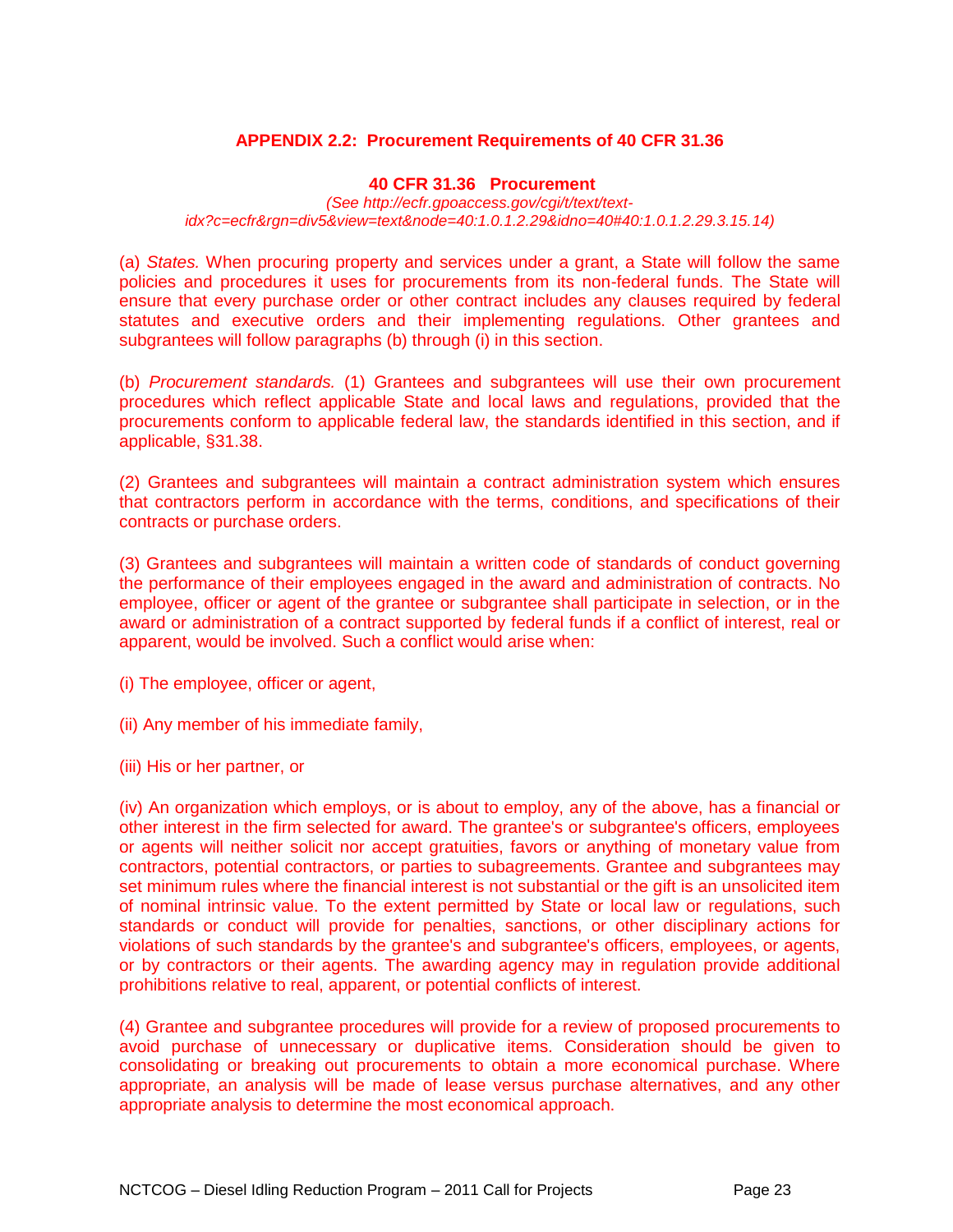## APPENDIX 2.2: Procurement Requirements of 40 CFR 31.36

### 40 CFR 31.36 Procurement

*(See http://ecfr.gpoaccess.gov/cgi/t/text/text-idx?c=ecfr&rgn=div5&view=text&node=40:1.0.1.2.29&idno=40#40:1.0.1.2.29.3.15.14)*

(a) *States.* When procuring property and services under a grant, a State will follow the same policies and procedures it uses for procurements from its non-federal funds. The State will ensure that every purchase order or other contract includes any clauses required by federal statutes and executive orders and their implementing regulations. Other grantees and subgrantees will follow paragraphs (b) through (i) in this section.

(b) *Procurement standards.* (1) Grantees and subgrantees will use their own procurement procedures which reflect applicable State and local laws and regulations, provided that the procurements conform to applicable federal law, the standards identified in this section, and if applicable, §31.38.

(2) Grantees and subgrantees will maintain a contract administration system which ensures that contractors perform in accordance with the terms, conditions, and specifications of their contracts or purchase orders.

(3) Grantees and subgrantees will maintain a written code of standards of conduct governing the performance of their employees engaged in the award and administration of contracts. No employee, officer or agent of the grantee or subgrantee shall participate in selection, or in the award or administration of a contract supported by federal funds if a conflict of interest, real or apparent, would be involved. Such a conflict would arise when:

(i) The employee, officer or agent,

(ii) Any member of his immediate family,

(iii) His or her partner, or

(iv) An organization which employs, or is about to employ, any of the above, has a financial or other interest in the firm selected for award. The grantee's or subgrantee's officers, employees or agents will neither solicit nor accept gratuities, favors or anything of monetary value from contractors, potential contractors, or parties to subagreements. Grantee and subgrantees may set minimum rules where the financial interest is not substantial or the gift is an unsolicited item of nominal intrinsic value. To the extent permitted by State or local law or regulations, such standards or conduct will provide for penalties, sanctions, or other disciplinary actions for violations of such standards by the grantee's and subgrantee's officers, employees, or agents, or by contractors or their agents. The awarding agency may in regulation provide additional prohibitions relative to real, apparent, or potential conflicts of interest.

(4) Grantee and subgrantee procedures will provide for a review of proposed procurements to avoid purchase of unnecessary or duplicative items. Consideration should be given to consolidating or breaking out procurements to obtain a more economical purchase. Where appropriate, an analysis will be made of lease versus purchase alternatives, and any other appropriate analysis to determine the most economical approach.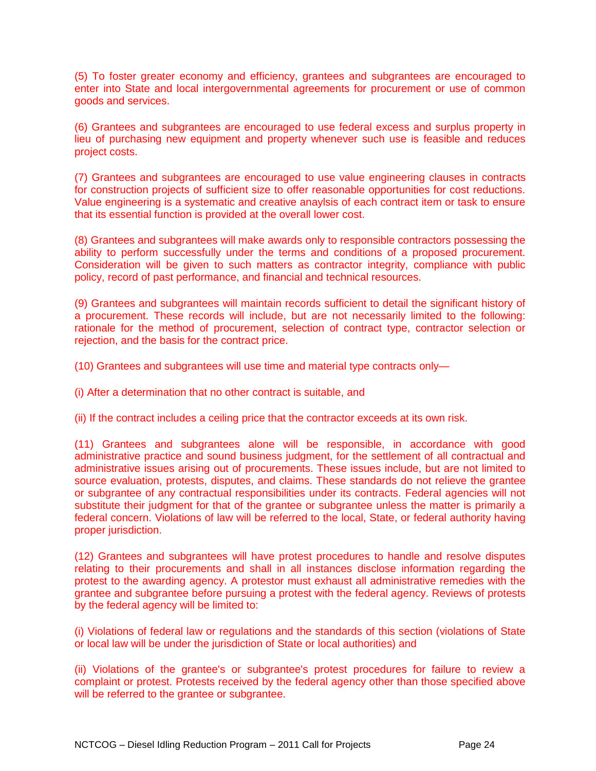(5) To foster greater economy and efficiency, grantees and subgrantees are encouraged to enter into State and local intergovernmental agreements for procurement or use of common goods and services.

(6) Grantees and subgrantees are encouraged to use federal excess and surplus property in lieu of purchasing new equipment and property whenever such use is feasible and reduces project costs.

(7) Grantees and subgrantees are encouraged to use value engineering clauses in contracts for construction projects of sufficient size to offer reasonable opportunities for cost reductions. Value engineering is a systematic and creative anaylsis of each contract item or task to ensure that its essential function is provided at the overall lower cost.

(8) Grantees and subgrantees will make awards only to responsible contractors possessing the ability to perform successfully under the terms and conditions of a proposed procurement. Consideration will be given to such matters as contractor integrity, compliance with public policy, record of past performance, and financial and technical resources.

(9) Grantees and subgrantees will maintain records sufficient to detail the significant history of a procurement. These records will include, but are not necessarily limited to the following: rationale for the method of procurement, selection of contract type, contractor selection or rejection, and the basis for the contract price.

(10) Grantees and subgrantees will use time and material type contracts only—

(i) After a determination that no other contract is suitable, and

(ii) If the contract includes a ceiling price that the contractor exceeds at its own risk.

(11) Grantees and subgrantees alone will be responsible, in accordance with good administrative practice and sound business judgment, for the settlement of all contractual and administrative issues arising out of procurements. These issues include, but are not limited to source evaluation, protests, disputes, and claims. These standards do not relieve the grantee or subgrantee of any contractual responsibilities under its contracts. Federal agencies will not substitute their judgment for that of the grantee or subgrantee unless the matter is primarily a federal concern. Violations of law will be referred to the local, State, or federal authority having proper jurisdiction.

(12) Grantees and subgrantees will have protest procedures to handle and resolve disputes relating to their procurements and shall in all instances disclose information regarding the protest to the awarding agency. A protestor must exhaust all administrative remedies with the grantee and subgrantee before pursuing a protest with the federal agency. Reviews of protests by the federal agency will be limited to:

(i) Violations of federal law or regulations and the standards of this section (violations of State or local law will be under the jurisdiction of State or local authorities) and

(ii) Violations of the grantee's or subgrantee's protest procedures for failure to review a complaint or protest. Protests received by the federal agency other than those specified above will be referred to the grantee or subgrantee.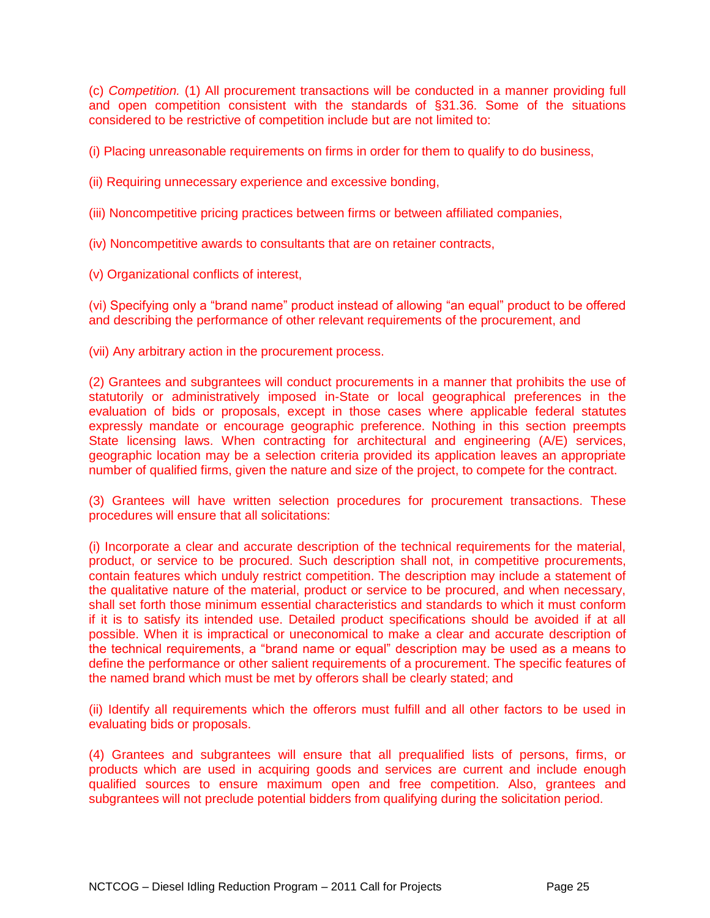(c) *Competition.* (1) All procurement transactions will be conducted in a manner providing full and open competition consistent with the standards of §31.36. Some of the situations considered to be restrictive of competition include but are not limited to:

(i) Placing unreasonable requirements on firms in order for them to qualify to do business,

(ii) Requiring unnecessary experience and excessive bonding,

(iii) Noncompetitive pricing practices between firms or between affiliated companies,

(iv) Noncompetitive awards to consultants that are on retainer contracts,

(v) Organizational conflicts of interest,

(vi) Specifying only a "brand name" product instead of allowing "an equal" product to be offered and describing the performance of other relevant requirements of the procurement, and

(vii) Any arbitrary action in the procurement process.

(2) Grantees and subgrantees will conduct procurements in a manner that prohibits the use of statutorily or administratively imposed in-State or local geographical preferences in the evaluation of bids or proposals, except in those cases where applicable federal statutes expressly mandate or encourage geographic preference. Nothing in this section preempts State licensing laws. When contracting for architectural and engineering (A/E) services, geographic location may be a selection criteria provided its application leaves an appropriate number of qualified firms, given the nature and size of the project, to compete for the contract.

(3) Grantees will have written selection procedures for procurement transactions. These procedures will ensure that all solicitations:

(i) Incorporate a clear and accurate description of the technical requirements for the material, product, or service to be procured. Such description shall not, in competitive procurements, contain features which unduly restrict competition. The description may include a statement of the qualitative nature of the material, product or service to be procured, and when necessary, shall set forth those minimum essential characteristics and standards to which it must conform if it is to satisfy its intended use. Detailed product specifications should be avoided if at all possible. When it is impractical or uneconomical to make a clear and accurate description of the technical requirements, a "brand name or equal" description may be used as a means to define the performance or other salient requirements of a procurement. The specific features of the named brand which must be met by offerors shall be clearly stated; and

(ii) Identify all requirements which the offerors must fulfill and all other factors to be used in evaluating bids or proposals.

(4) Grantees and subgrantees will ensure that all prequalified lists of persons, firms, or products which are used in acquiring goods and services are current and include enough qualified sources to ensure maximum open and free competition. Also, grantees and subgrantees will not preclude potential bidders from qualifying during the solicitation period.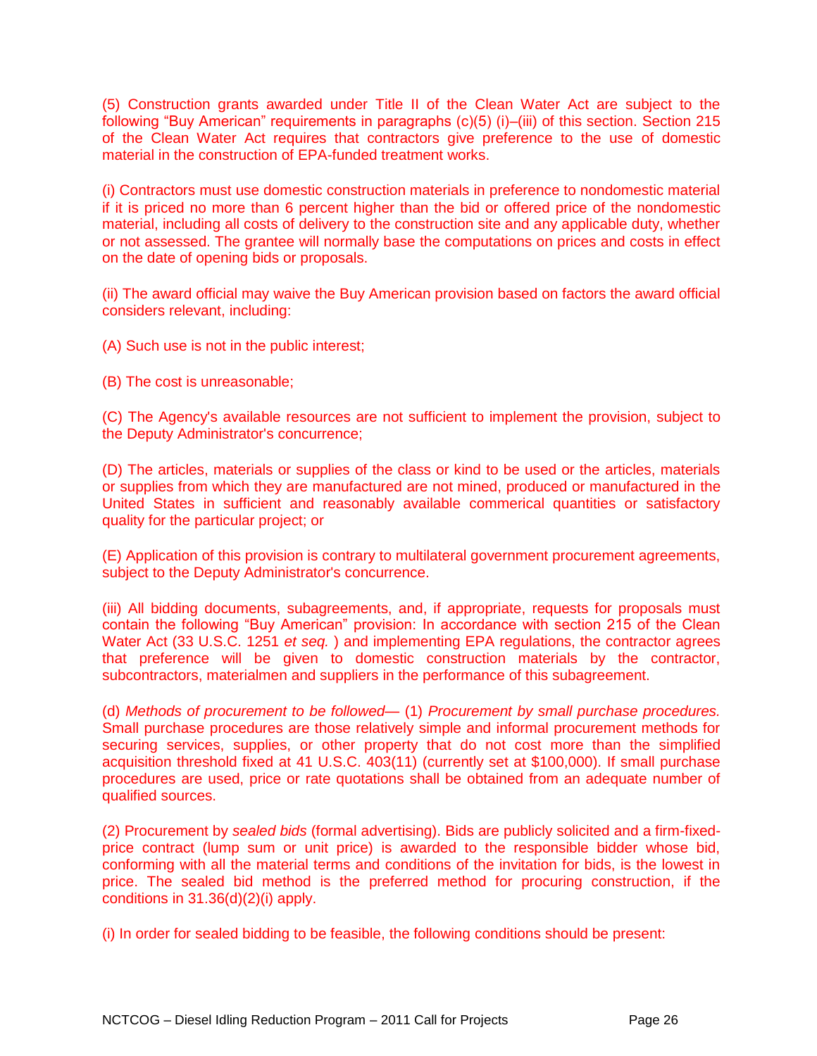(5) Construction grants awarded under Title II of the Clean Water Act are subject to the following “Buy American” requirements in paragraphs (c)(5) (i)–(iii) of this section. Section 215 of the Clean Water Act requires that contractors give preference to the use of domestic material in the construction of EPA-funded treatment works.

(i) Contractors must use domestic construction materials in preference to nondomestic material if it is priced no more than 6 percent higher than the bid or offered price of the nondomestic material, including all costs of delivery to the construction site and any applicable duty, whether or not assessed. The grantee will normally base the computations on prices and costs in effect on the date of opening bids or proposals.

(ii) The award official may waive the Buy American provision based on factors the award official considers relevant, including:

(A) Such use is not in the public interest;

(B) The cost is unreasonable;

(C) The Agency's available resources are not sufficient to implement the provision, subject to the Deputy Administrator's concurrence;

(D) The articles, materials or supplies of the class or kind to be used or the articles, materials or supplies from which they are manufactured are not mined, produced or manufactured in the United States in sufficient and reasonably available commerical quantities or satisfactory quality for the particular project; or

(E) Application of this provision is contrary to multilateral government procurement agreements, subject to the Deputy Administrator's concurrence.

(iii) All bidding documents, subagreements, and, if appropriate, requests for proposals must contain the following “Buy American” provision: In accordance with section 215 of the Clean Water Act (33 U.S.C. 1251 *et seq.* ) and implementing EPA regulations, the contractor agrees that preference will be given to domestic construction materials by the contractor, subcontractors, materialmen and suppliers in the performance of this subagreement.

(d) *Methods of procurement to be followed*— (1) *Procurement by small purchase procedures.* Small purchase procedures are those relatively simple and informal procurement methods for securing services, supplies, or other property that do not cost more than the simplified acquisition threshold fixed at 41 U.S.C. 403(11) (currently set at $100,000). If small purchase procedures are used, price or rate quotations shall be obtained from an adequate number of qualified sources.

(2) Procurement by *sealed bids* (formal advertising). Bids are publicly solicited and a firm-fixed-price contract (lump sum or unit price) is awarded to the responsible bidder whose bid, conforming with all the material terms and conditions of the invitation for bids, is the lowest in price. The sealed bid method is the preferred method for procuring construction, if the conditions in 31.36(d)(2)(i) apply.

(i) In order for sealed bidding to be feasible, the following conditions should be present: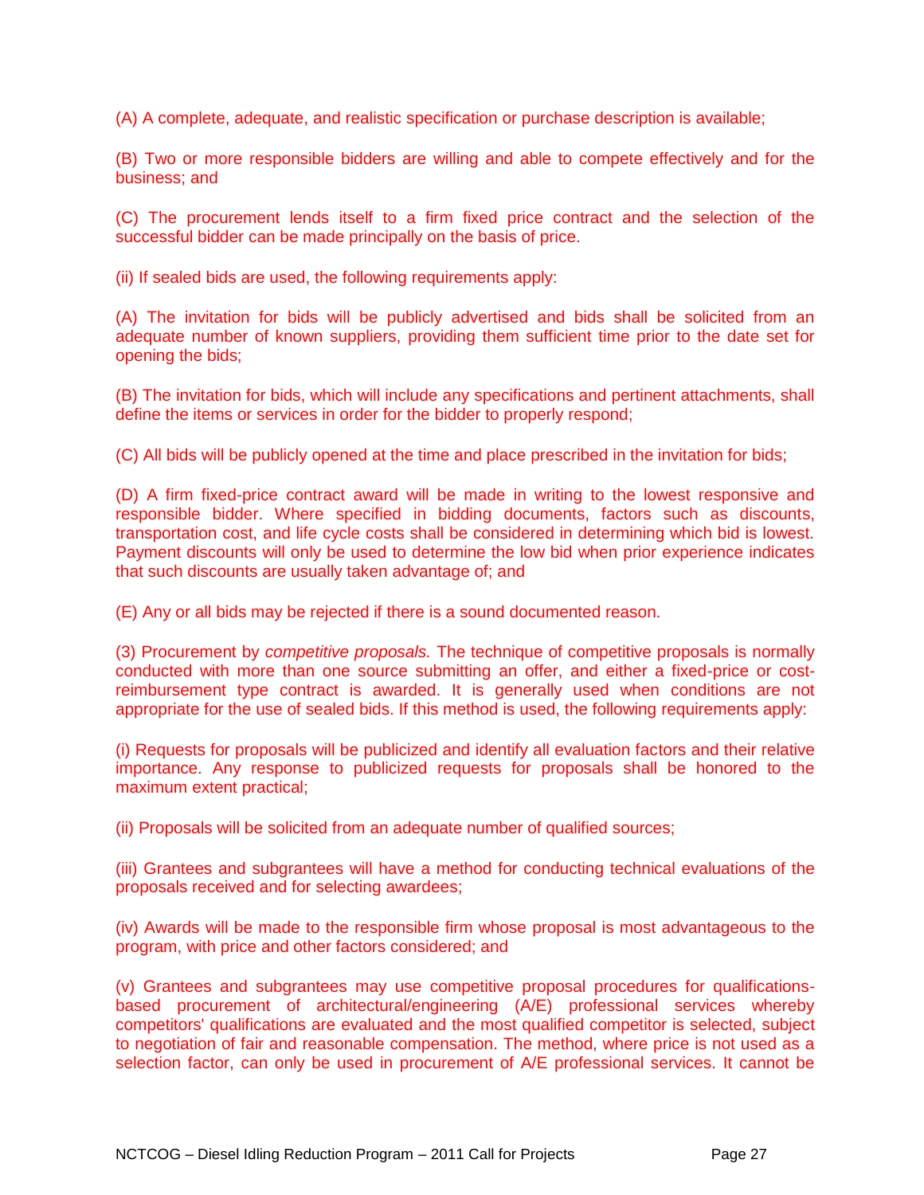(A) A complete, adequate, and realistic specification or purchase description is available;

(B) Two or more responsible bidders are willing and able to compete effectively and for the business; and

(C) The procurement lends itself to a firm fixed price contract and the selection of the successful bidder can be made principally on the basis of price.

(ii) If sealed bids are used, the following requirements apply:

(A) The invitation for bids will be publicly advertised and bids shall be solicited from an adequate number of known suppliers, providing them sufficient time prior to the date set for opening the bids;

(B) The invitation for bids, which will include any specifications and pertinent attachments, shall define the items or services in order for the bidder to properly respond;

(C) All bids will be publicly opened at the time and place prescribed in the invitation for bids;

(D) A firm fixed-price contract award will be made in writing to the lowest responsive and responsible bidder. Where specified in bidding documents, factors such as discounts, transportation cost, and life cycle costs shall be considered in determining which bid is lowest. Payment discounts will only be used to determine the low bid when prior experience indicates that such discounts are usually taken advantage of; and

(E) Any or all bids may be rejected if there is a sound documented reason.

(3) Procurement by *competitive proposals.* The technique of competitive proposals is normally conducted with more than one source submitting an offer, and either a fixed-price or cost-reimbursement type contract is awarded. It is generally used when conditions are not appropriate for the use of sealed bids. If this method is used, the following requirements apply:

(i) Requests for proposals will be publicized and identify all evaluation factors and their relative importance. Any response to publicized requests for proposals shall be honored to the maximum extent practical;

(ii) Proposals will be solicited from an adequate number of qualified sources;

(iii) Grantees and subgrantees will have a method for conducting technical evaluations of the proposals received and for selecting awardees;

(iv) Awards will be made to the responsible firm whose proposal is most advantageous to the program, with price and other factors considered; and

(v) Grantees and subgrantees may use competitive proposal procedures for qualifications-based procurement of architectural/engineering (A/E) professional services whereby competitors' qualifications are evaluated and the most qualified competitor is selected, subject to negotiation of fair and reasonable compensation. The method, where price is not used as a selection factor, can only be used in procurement of A/E professional services. It cannot be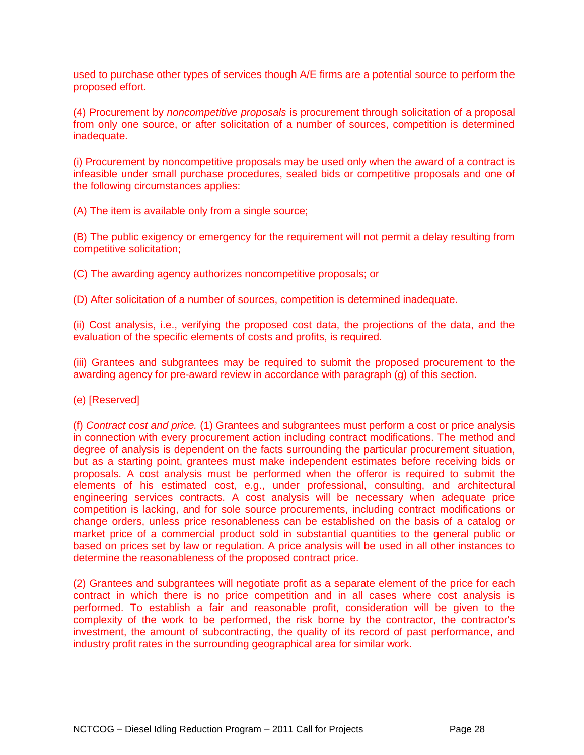used to purchase other types of services though A/E firms are a potential source to perform the proposed effort.

(4) Procurement by *noncompetitive proposals* is procurement through solicitation of a proposal from only one source, or after solicitation of a number of sources, competition is determined inadequate.

(i) Procurement by noncompetitive proposals may be used only when the award of a contract is infeasible under small purchase procedures, sealed bids or competitive proposals and one of the following circumstances applies:

(A) The item is available only from a single source;

(B) The public exigency or emergency for the requirement will not permit a delay resulting from competitive solicitation;

(C) The awarding agency authorizes noncompetitive proposals; or

(D) After solicitation of a number of sources, competition is determined inadequate.

(ii) Cost analysis, i.e., verifying the proposed cost data, the projections of the data, and the evaluation of the specific elements of costs and profits, is required.

(iii) Grantees and subgrantees may be required to submit the proposed procurement to the awarding agency for pre-award review in accordance with paragraph (g) of this section.

(e) [Reserved]

(f) *Contract cost and price.* (1) Grantees and subgrantees must perform a cost or price analysis in connection with every procurement action including contract modifications. The method and degree of analysis is dependent on the facts surrounding the particular procurement situation, but as a starting point, grantees must make independent estimates before receiving bids or proposals. A cost analysis must be performed when the offeror is required to submit the elements of his estimated cost, e.g., under professional, consulting, and architectural engineering services contracts. A cost analysis will be necessary when adequate price competition is lacking, and for sole source procurements, including contract modifications or change orders, unless price resonableness can be established on the basis of a catalog or market price of a commercial product sold in substantial quantities to the general public or based on prices set by law or regulation. A price analysis will be used in all other instances to determine the reasonableness of the proposed contract price.

(2) Grantees and subgrantees will negotiate profit as a separate element of the price for each contract in which there is no price competition and in all cases where cost analysis is performed. To establish a fair and reasonable profit, consideration will be given to the complexity of the work to be performed, the risk borne by the contractor, the contractor's investment, the amount of subcontracting, the quality of its record of past performance, and industry profit rates in the surrounding geographical area for similar work.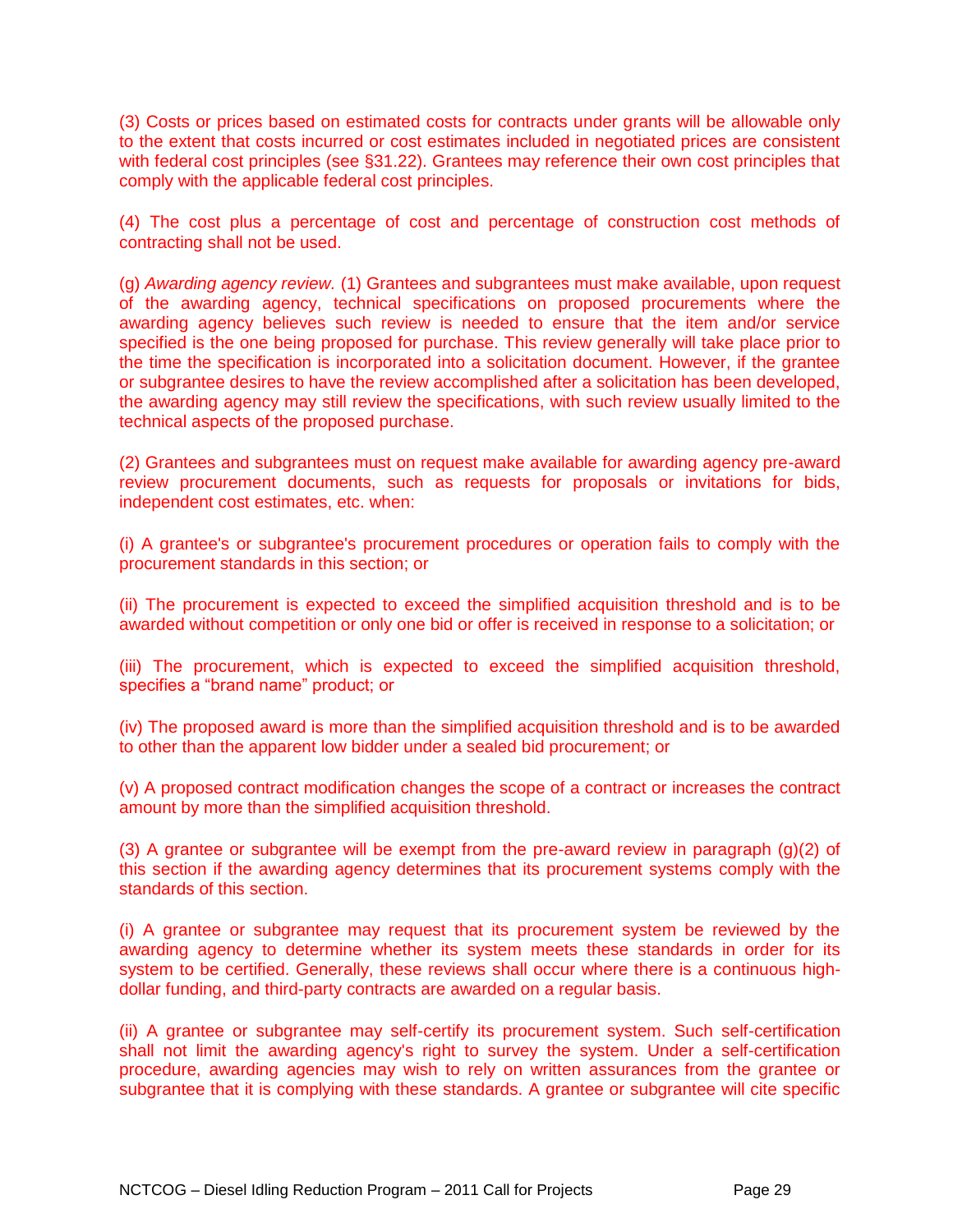(3) Costs or prices based on estimated costs for contracts under grants will be allowable only to the extent that costs incurred or cost estimates included in negotiated prices are consistent with federal cost principles (see §31.22). Grantees may reference their own cost principles that comply with the applicable federal cost principles.

(4) The cost plus a percentage of cost and percentage of construction cost methods of contracting shall not be used.

(g) *Awarding agency review.* (1) Grantees and subgrantees must make available, upon request of the awarding agency, technical specifications on proposed procurements where the awarding agency believes such review is needed to ensure that the item and/or service specified is the one being proposed for purchase. This review generally will take place prior to the time the specification is incorporated into a solicitation document. However, if the grantee or subgrantee desires to have the review accomplished after a solicitation has been developed, the awarding agency may still review the specifications, with such review usually limited to the technical aspects of the proposed purchase.

(2) Grantees and subgrantees must on request make available for awarding agency pre-award review procurement documents, such as requests for proposals or invitations for bids, independent cost estimates, etc. when:

(i) A grantee's or subgrantee's procurement procedures or operation fails to comply with the procurement standards in this section; or

(ii) The procurement is expected to exceed the simplified acquisition threshold and is to be awarded without competition or only one bid or offer is received in response to a solicitation; or

(iii) The procurement, which is expected to exceed the simplified acquisition threshold, specifies a "brand name" product; or

(iv) The proposed award is more than the simplified acquisition threshold and is to be awarded to other than the apparent low bidder under a sealed bid procurement; or

(v) A proposed contract modification changes the scope of a contract or increases the contract amount by more than the simplified acquisition threshold.

(3) A grantee or subgrantee will be exempt from the pre-award review in paragraph (g)(2) of this section if the awarding agency determines that its procurement systems comply with the standards of this section.

(i) A grantee or subgrantee may request that its procurement system be reviewed by the awarding agency to determine whether its system meets these standards in order for its system to be certified. Generally, these reviews shall occur where there is a continuous high-dollar funding, and third-party contracts are awarded on a regular basis.

(ii) A grantee or subgrantee may self-certify its procurement system. Such self-certification shall not limit the awarding agency's right to survey the system. Under a self-certification procedure, awarding agencies may wish to rely on written assurances from the grantee or subgrantee that it is complying with these standards. A grantee or subgrantee will cite specific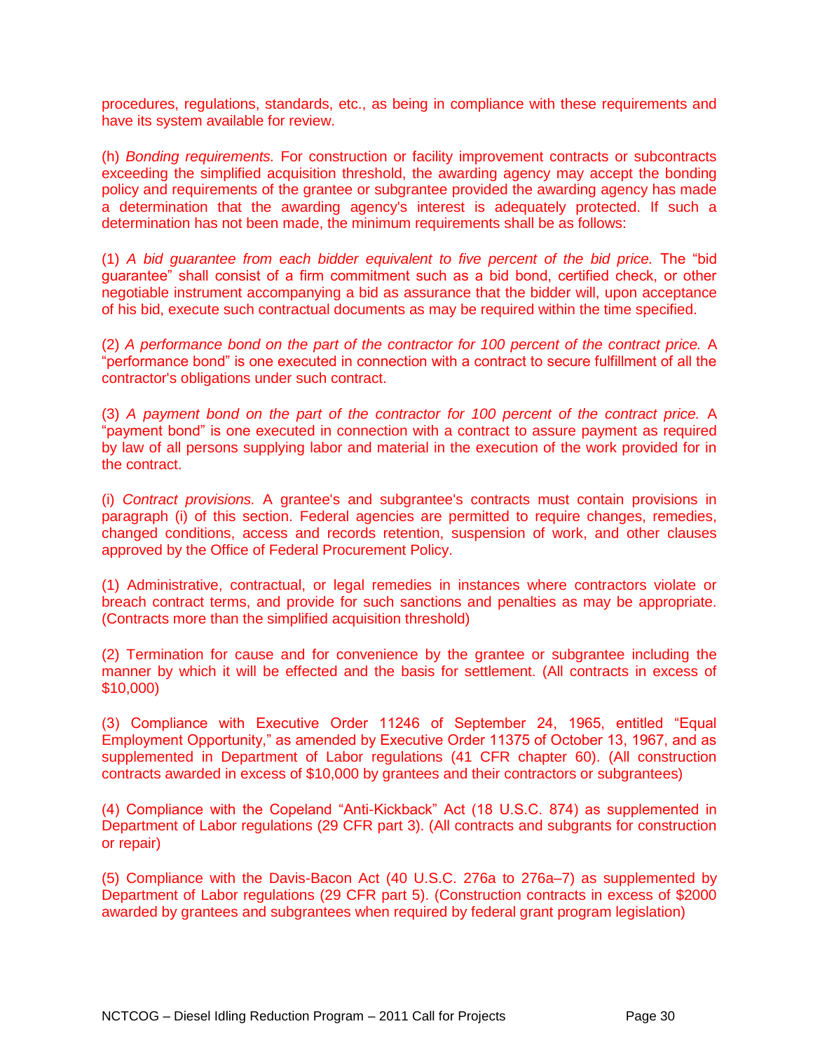procedures, regulations, standards, etc., as being in compliance with these requirements and have its system available for review.

(h) *Bonding requirements.* For construction or facility improvement contracts or subcontracts exceeding the simplified acquisition threshold, the awarding agency may accept the bonding policy and requirements of the grantee or subgrantee provided the awarding agency has made a determination that the awarding agency's interest is adequately protected. If such a determination has not been made, the minimum requirements shall be as follows:

(1) *A bid guarantee from each bidder equivalent to five percent of the bid price.* The "bid guarantee" shall consist of a firm commitment such as a bid bond, certified check, or other negotiable instrument accompanying a bid as assurance that the bidder will, upon acceptance of his bid, execute such contractual documents as may be required within the time specified.

(2) *A performance bond on the part of the contractor for 100 percent of the contract price.* A "performance bond" is one executed in connection with a contract to secure fulfillment of all the contractor's obligations under such contract.

(3) *A payment bond on the part of the contractor for 100 percent of the contract price.* A "payment bond" is one executed in connection with a contract to assure payment as required by law of all persons supplying labor and material in the execution of the work provided for in the contract.

(i) *Contract provisions.* A grantee's and subgrantee's contracts must contain provisions in paragraph (i) of this section. Federal agencies are permitted to require changes, remedies, changed conditions, access and records retention, suspension of work, and other clauses approved by the Office of Federal Procurement Policy.

(1) Administrative, contractual, or legal remedies in instances where contractors violate or breach contract terms, and provide for such sanctions and penalties as may be appropriate. (Contracts more than the simplified acquisition threshold)

(2) Termination for cause and for convenience by the grantee or subgrantee including the manner by which it will be effected and the basis for settlement. (All contracts in excess of $10,000)

(3) Compliance with Executive Order 11246 of September 24, 1965, entitled "Equal Employment Opportunity," as amended by Executive Order 11375 of October 13, 1967, and as supplemented in Department of Labor regulations (41 CFR chapter 60). (All construction contracts awarded in excess of $10,000 by grantees and their contractors or subgrantees)

(4) Compliance with the Copeland "Anti-Kickback" Act (18 U.S.C. 874) as supplemented in Department of Labor regulations (29 CFR part 3). (All contracts and subgrants for construction or repair)

(5) Compliance with the Davis-Bacon Act (40 U.S.C. 276a to 276a–7) as supplemented by Department of Labor regulations (29 CFR part 5). (Construction contracts in excess of $2000 awarded by grantees and subgrantees when required by federal grant program legislation)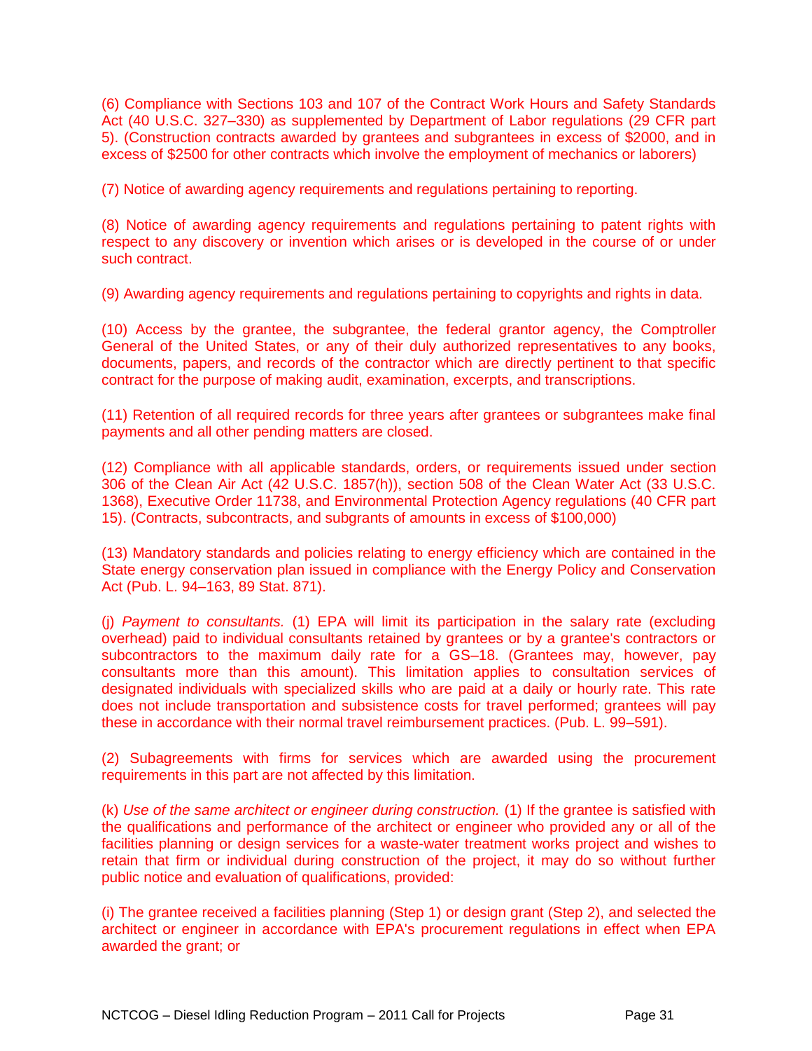(6) Compliance with Sections 103 and 107 of the Contract Work Hours and Safety Standards Act (40 U.S.C. 327–330) as supplemented by Department of Labor regulations (29 CFR part 5). (Construction contracts awarded by grantees and subgrantees in excess of $2000, and in excess of $2500 for other contracts which involve the employment of mechanics or laborers)

(7) Notice of awarding agency requirements and regulations pertaining to reporting.

(8) Notice of awarding agency requirements and regulations pertaining to patent rights with respect to any discovery or invention which arises or is developed in the course of or under such contract.

(9) Awarding agency requirements and regulations pertaining to copyrights and rights in data.

(10) Access by the grantee, the subgrantee, the federal grantor agency, the Comptroller General of the United States, or any of their duly authorized representatives to any books, documents, papers, and records of the contractor which are directly pertinent to that specific contract for the purpose of making audit, examination, excerpts, and transcriptions.

(11) Retention of all required records for three years after grantees or subgrantees make final payments and all other pending matters are closed.

(12) Compliance with all applicable standards, orders, or requirements issued under section 306 of the Clean Air Act (42 U.S.C. 1857(h)), section 508 of the Clean Water Act (33 U.S.C. 1368), Executive Order 11738, and Environmental Protection Agency regulations (40 CFR part 15). (Contracts, subcontracts, and subgrants of amounts in excess of $100,000)

(13) Mandatory standards and policies relating to energy efficiency which are contained in the State energy conservation plan issued in compliance with the Energy Policy and Conservation Act (Pub. L. 94–163, 89 Stat. 871).

(j) *Payment to consultants.* (1) EPA will limit its participation in the salary rate (excluding overhead) paid to individual consultants retained by grantees or by a grantee's contractors or subcontractors to the maximum daily rate for a GS–18. (Grantees may, however, pay consultants more than this amount). This limitation applies to consultation services of designated individuals with specialized skills who are paid at a daily or hourly rate. This rate does not include transportation and subsistence costs for travel performed; grantees will pay these in accordance with their normal travel reimbursement practices. (Pub. L. 99–591).

(2) Subagreements with firms for services which are awarded using the procurement requirements in this part are not affected by this limitation.

(k) *Use of the same architect or engineer during construction.* (1) If the grantee is satisfied with the qualifications and performance of the architect or engineer who provided any or all of the facilities planning or design services for a waste-water treatment works project and wishes to retain that firm or individual during construction of the project, it may do so without further public notice and evaluation of qualifications, provided:

(i) The grantee received a facilities planning (Step 1) or design grant (Step 2), and selected the architect or engineer in accordance with EPA's procurement regulations in effect when EPA awarded the grant; or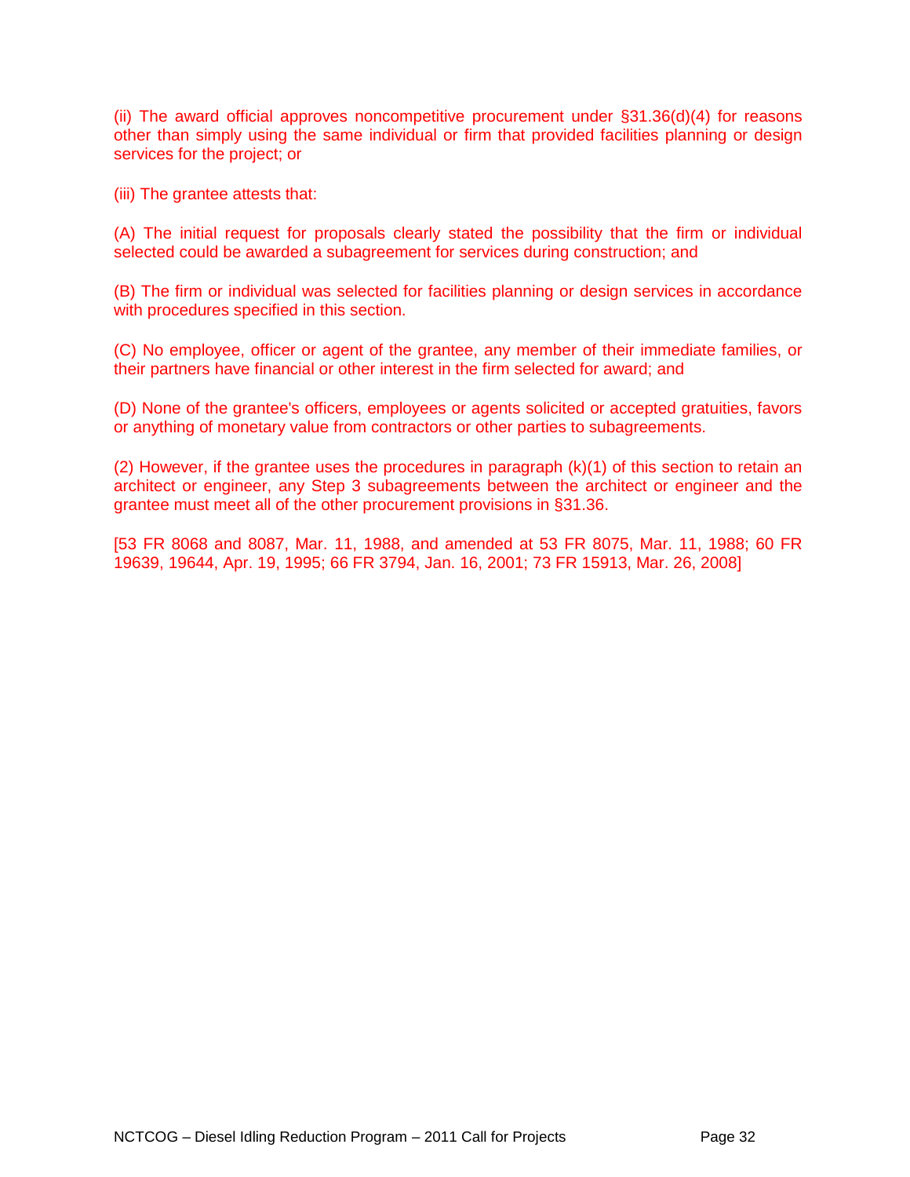(ii) The award official approves noncompetitive procurement under §31.36(d)(4) for reasons other than simply using the same individual or firm that provided facilities planning or design services for the project; or

(iii) The grantee attests that:

(A) The initial request for proposals clearly stated the possibility that the firm or individual selected could be awarded a subagreement for services during construction; and

(B) The firm or individual was selected for facilities planning or design services in accordance with procedures specified in this section.

(C) No employee, officer or agent of the grantee, any member of their immediate families, or their partners have financial or other interest in the firm selected for award; and

(D) None of the grantee's officers, employees or agents solicited or accepted gratuities, favors or anything of monetary value from contractors or other parties to subagreements.

(2) However, if the grantee uses the procedures in paragraph (k)(1) of this section to retain an architect or engineer, any Step 3 subagreements between the architect or engineer and the grantee must meet all of the other procurement provisions in §31.36.

[53 FR 8068 and 8087, Mar. 11, 1988, and amended at 53 FR 8075, Mar. 11, 1988; 60 FR 19639, 19644, Apr. 19, 1995; 66 FR 3794, Jan. 16, 2001; 73 FR 15913, Mar. 26, 2008]